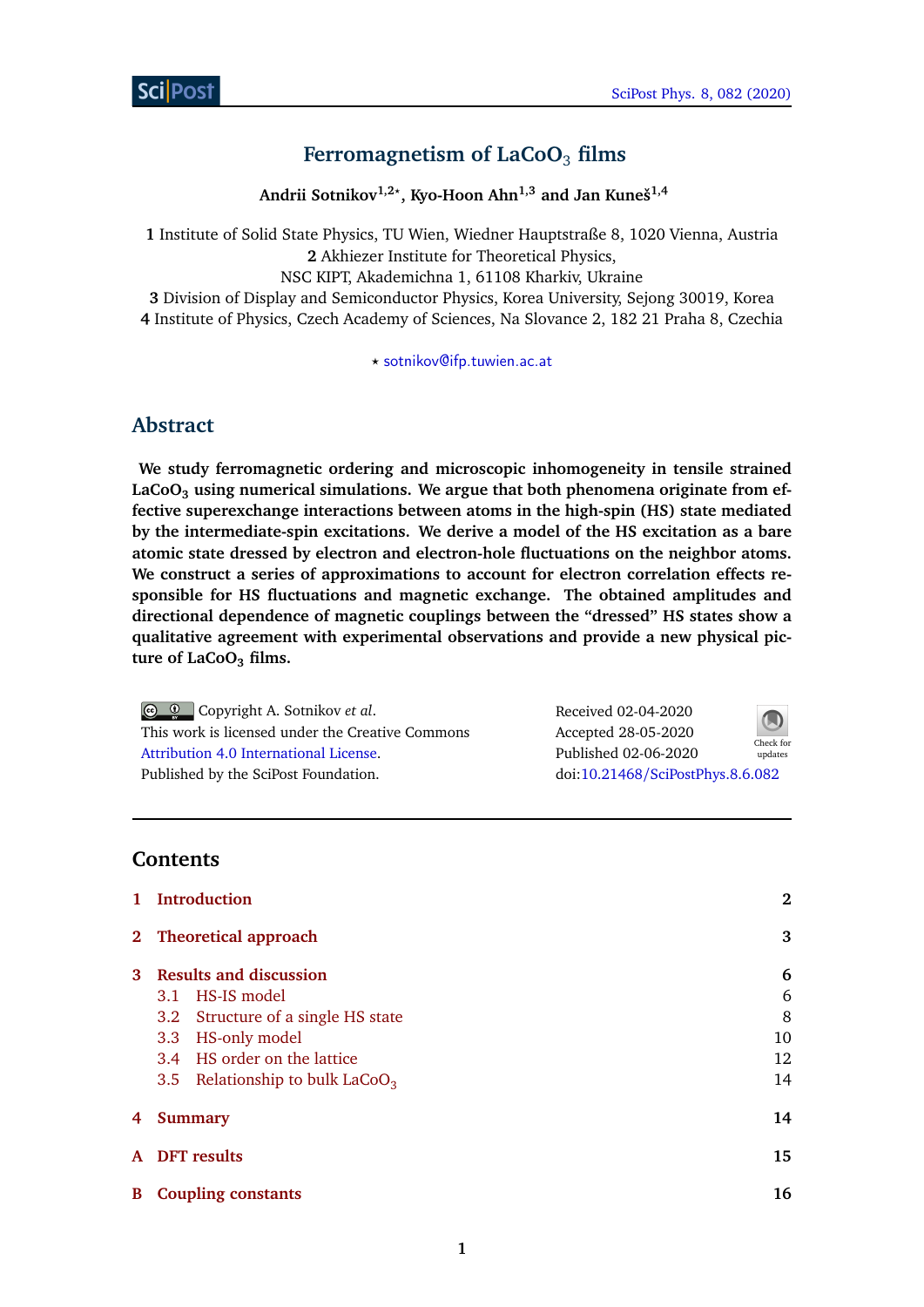# Ferromagnetism of $LaCoO_3$ films

**Andrii Sotnikov[1,2⋆], Kyo-Hoon Ahn[1,3] and Jan Kuneš[1,4]**

**1** Institute of Solid State Physics, TU Wien, Wiedner Hauptstraße 8, 1020 Vienna, Austria
**2** Akhiezer Institute for Theoretical Physics, NSC KIPT, Akademichna 1, 61108 Kharkiv, Ukraine
**3** Division of Display and Semiconductor Physics, Korea University, Sejong 30019, Korea
**4** Institute of Physics, Czech Academy of Sciences, Na Slovance 2, 182 21 Praha 8, Czechia

⋆ sotnikov@ifp.tuwien.ac.at

## Abstract

**We study ferromagnetic ordering and microscopic inhomogeneity in tensile strained $LaCoO_3$ using numerical simulations. We argue that both phenomena originate from effective superexchange interactions between atoms in the high-spin (HS) state mediated by the intermediate-spin excitations. We derive a model of the HS excitation as a bare atomic state dressed by electron and electron-hole fluctuations on the neighbor atoms. We construct a series of approximations to account for electron correlation effects responsible for HS fluctuations and magnetic exchange. The obtained amplitudes and directional dependence of magnetic couplings between the "dressed" HS states show a qualitative agreement with experimental observations and provide a new physical picture of $LaCoO_3$ films.**

Copyright A. Sotnikov *et al*.
This work is licensed under the Creative Commons Attribution 4.0 International License.
Published by the SciPost Foundation.

Received 02-04-2020
Accepted 28-05-2020
Published 02-06-2020
doi:10.21468/SciPostPhys.8.6.082

---

## Contents

1 Introduction — 2

2 Theoretical approach — 3

3 Results and discussion — 6
- 3.1 HS-IS model — 6
- 3.2 Structure of a single HS state — 8
- 3.3 HS-only model — 10
- 3.4 HS order on the lattice — 12
- 3.5 Relationship to bulk $LaCoO_3$ — 14

4 Summary — 14

A DFT results — 15

B Coupling constants — 16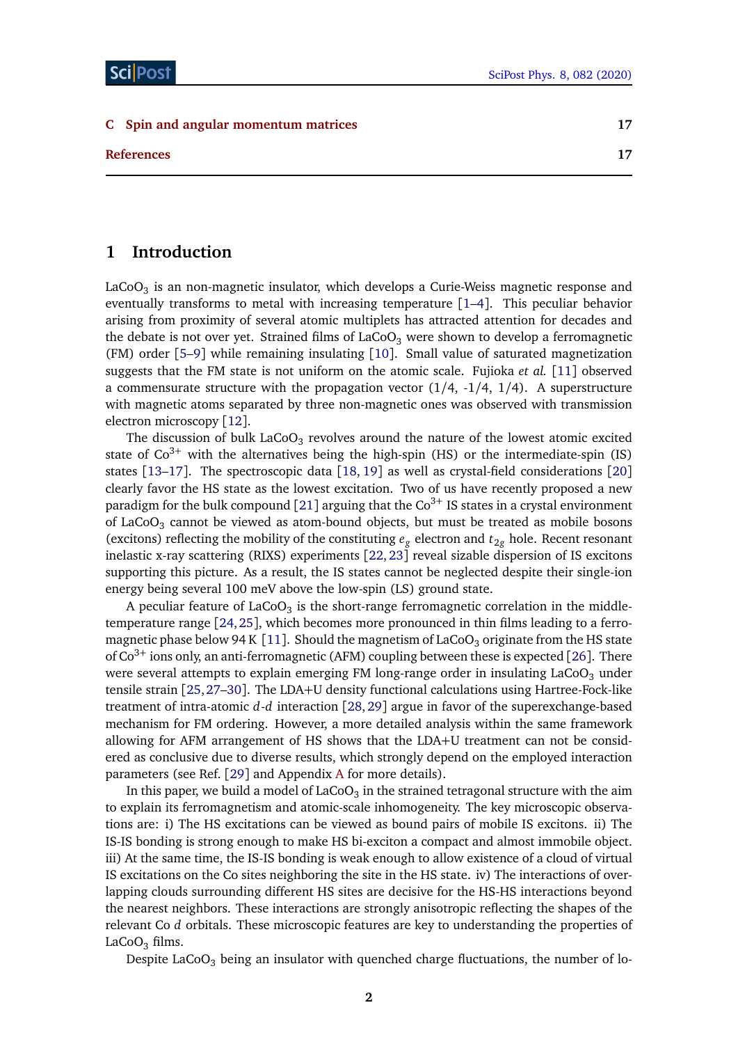C Spin and angular momentum matrices 17

References 17

# 1 Introduction

$LaCoO_3$ is an non-magnetic insulator, which develops a Curie-Weiss magnetic response and eventually transforms to metal with increasing temperature [1–4]. This peculiar behavior arising from proximity of several atomic multiplets has attracted attention for decades and the debate is not over yet. Strained films of $LaCoO_3$ were shown to develop a ferromagnetic (FM) order [5–9] while remaining insulating [10]. Small value of saturated magnetization suggests that the FM state is not uniform on the atomic scale. Fujioka *et al.* [11] observed a commensurate structure with the propagation vector (1/4, -1/4, 1/4). A superstructure with magnetic atoms separated by three non-magnetic ones was observed with transmission electron microscopy [12].

The discussion of bulk $LaCoO_3$ revolves around the nature of the lowest atomic excited state of $Co^{3+}$ with the alternatives being the high-spin (HS) or the intermediate-spin (IS) states [13–17]. The spectroscopic data [18, 19] as well as crystal-field considerations [20] clearly favor the HS state as the lowest excitation. Two of us have recently proposed a new paradigm for the bulk compound [21] arguing that the $Co^{3+}$ IS states in a crystal environment of $LaCoO_3$ cannot be viewed as atom-bound objects, but must be treated as mobile bosons (excitons) reflecting the mobility of the constituting $e_g$ electron and $t_{2g}$ hole. Recent resonant inelastic x-ray scattering (RIXS) experiments [22, 23] reveal sizable dispersion of IS excitons supporting this picture. As a result, the IS states cannot be neglected despite their single-ion energy being several 100 meV above the low-spin (LS) ground state.

A peculiar feature of $LaCoO_3$ is the short-range ferromagnetic correlation in the middle-temperature range [24, 25], which becomes more pronounced in thin films leading to a ferromagnetic phase below 94 K [11]. Should the magnetism of $LaCoO_3$ originate from the HS state of $Co^{3+}$ ions only, an anti-ferromagnetic (AFM) coupling between these is expected [26]. There were several attempts to explain emerging FM long-range order in insulating $LaCoO_3$ under tensile strain [25, 27–30]. The LDA+U density functional calculations using Hartree-Fock-like treatment of intra-atomic $d$-$d$ interaction [28, 29] argue in favor of the superexchange-based mechanism for FM ordering. However, a more detailed analysis within the same framework allowing for AFM arrangement of HS shows that the LDA+U treatment can not be considered as conclusive due to diverse results, which strongly depend on the employed interaction parameters (see Ref. [29] and Appendix A for more details).

In this paper, we build a model of $LaCoO_3$ in the strained tetragonal structure with the aim to explain its ferromagnetism and atomic-scale inhomogeneity. The key microscopic observations are: i) The HS excitations can be viewed as bound pairs of mobile IS excitons. ii) The IS-IS bonding is strong enough to make HS bi-exciton a compact and almost immobile object. iii) At the same time, the IS-IS bonding is weak enough to allow existence of a cloud of virtual IS excitations on the Co sites neighboring the site in the HS state. iv) The interactions of overlapping clouds surrounding different HS sites are decisive for the HS-HS interactions beyond the nearest neighbors. These interactions are strongly anisotropic reflecting the shapes of the relevant Co $d$ orbitals. These microscopic features are key to understanding the properties of $LaCoO_3$ films.

Despite $LaCoO_3$ being an insulator with quenched charge fluctuations, the number of lo-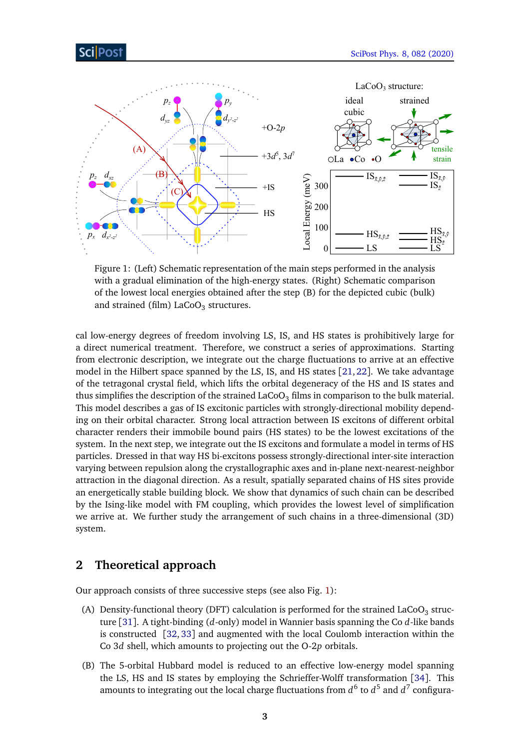Figure 1: (Left) Schematic representation of the main steps performed in the analysis with a gradual elimination of the high-energy states. (Right) Schematic comparison of the lowest local energies obtained after the step (B) for the depicted cubic (bulk) and strained (film) $LaCoO_3$ structures.

cal low-energy degrees of freedom involving LS, IS, and HS states is prohibitively large for a direct numerical treatment. Therefore, we construct a series of approximations. Starting from electronic description, we integrate out the charge fluctuations to arrive at an effective model in the Hilbert space spanned by the LS, IS, and HS states [21, 22]. We take advantage of the tetragonal crystal field, which lifts the orbital degeneracy of the HS and IS states and thus simplifies the description of the strained $LaCoO_3$ films in comparison to the bulk material. This model describes a gas of IS excitonic particles with strongly-directional mobility depending on their orbital character. Strong local attraction between IS excitons of different orbital character renders their immobile bound pairs (HS states) to be the lowest excitations of the system. In the next step, we integrate out the IS excitons and formulate a model in terms of HS particles. Dressed in that way HS bi-excitons possess strongly-directional inter-site interaction varying between repulsion along the crystallographic axes and in-plane next-nearest-neighbor attraction in the diagonal direction. As a result, spatially separated chains of HS sites provide an energetically stable building block. We show that dynamics of such chain can be described by the Ising-like model with FM coupling, which provides the lowest level of simplification we arrive at. We further study the arrangement of such chains in a three-dimensional (3D) system.

## 2 Theoretical approach

Our approach consists of three successive steps (see also Fig. 1):

(A) Density-functional theory (DFT) calculation is performed for the strained $LaCoO_3$ structure [31]. A tight-binding ($d$-only) model in Wannier basis spanning the Co $d$-like bands is constructed [32, 33] and augmented with the local Coulomb interaction within the Co 3$d$ shell, which amounts to projecting out the O-2$p$ orbitals.

(B) The 5-orbital Hubbard model is reduced to an effective low-energy model spanning the LS, HS and IS states by employing the Schrieffer-Wolff transformation [34]. This amounts to integrating out the local charge fluctuations from $d^6$ to $d^5$ and $d^7$ configura-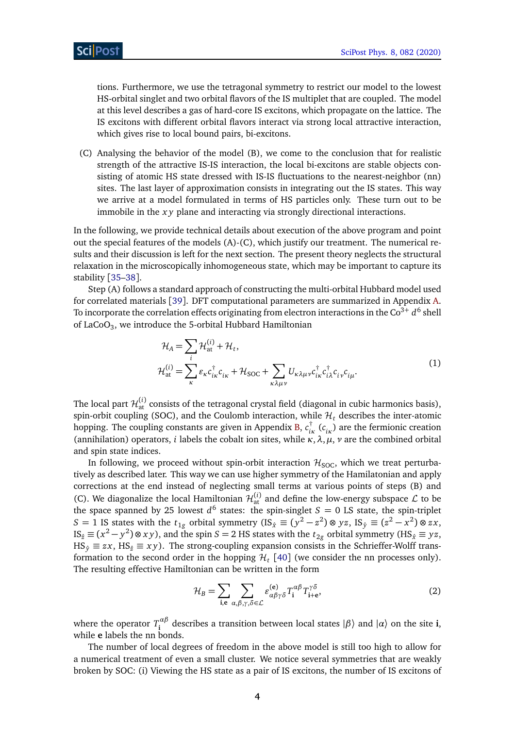tions. Furthermore, we use the tetragonal symmetry to restrict our model to the lowest HS-orbital singlet and two orbital flavors of the IS multiplet that are coupled. The model at this level describes a gas of hard-core IS excitons, which propagate on the lattice. The IS excitons with different orbital flavors interact via strong local attractive interaction, which gives rise to local bound pairs, bi-excitons.

(C) Analysing the behavior of the model (B), we come to the conclusion that for realistic strength of the attractive IS-IS interaction, the local bi-excitons are stable objects consisting of atomic HS state dressed with IS-IS fluctuations to the nearest-neighbor (nn) sites. The last layer of approximation consists in integrating out the IS states. This way we arrive at a model formulated in terms of HS particles only. These turn out to be immobile in the $xy$ plane and interacting via strongly directional interactions.

In the following, we provide technical details about execution of the above program and point out the special features of the models (A)-(C), which justify our treatment. The numerical results and their discussion is left for the next section. The present theory neglects the structural relaxation in the microscopically inhomogeneous state, which may be important to capture its stability [35–38].

Step (A) follows a standard approach of constructing the multi-orbital Hubbard model used for correlated materials [39]. DFT computational parameters are summarized in Appendix A. To incorporate the correlation effects originating from electron interactions in the $Co^{3+}$ $d^6$ shell of $LaCoO_3$, we introduce the 5-orbital Hubbard Hamiltonian

$$
\begin{aligned}
\mathcal{H}_A &= \sum_i \mathcal{H}_{\mathrm{at}}^{(i)} + \mathcal{H}_t, \\
\mathcal{H}_{\mathrm{at}}^{(i)} &= \sum_\kappa \varepsilon_\kappa c_{i\kappa}^\dagger c_{i\kappa} + \mathcal{H}_{\mathrm{SOC}} + \sum_{\kappa\lambda\mu\nu} U_{\kappa\lambda\mu\nu} c_{i\kappa}^\dagger c_{i\lambda}^\dagger c_{i\nu} c_{i\mu}.
\end{aligned}
\tag{1}
$$

The local part $\mathcal{H}_{\mathrm{at}}^{(i)}$ consists of the tetragonal crystal field (diagonal in cubic harmonics basis), spin-orbit coupling (SOC), and the Coulomb interaction, while $\mathcal{H}_t$ describes the inter-atomic hopping. The coupling constants are given in Appendix B, $c_{i\kappa}^\dagger$ ($c_{i\kappa}$) are the fermionic creation (annihilation) operators, $i$ labels the cobalt ion sites, while $\kappa, \lambda, \mu, \nu$ are the combined orbital and spin state indices.

In following, we proceed without spin-orbit interaction $\mathcal{H}_{\mathrm{SOC}}$, which we treat perturbatively as described later. This way we can use higher symmetry of the Hamilatonian and apply corrections at the end instead of neglecting small terms at various points of steps (B) and (C). We diagonalize the local Hamiltonian $\mathcal{H}_{\mathrm{at}}^{(i)}$ and define the low-energy subspace $\mathcal{L}$ to be the space spanned by 25 lowest $d^6$ states: the spin-singlet $S=0$ LS state, the spin-triplet $S=1$ IS states with the $t_{1g}$ orbital symmetry ($\mathrm{IS}_{\hat{x}} \equiv (y^2-z^2)\otimes yz$, $\mathrm{IS}_{\hat{y}} \equiv (z^2-x^2)\otimes zx$, $\mathrm{IS}_{\hat{z}} \equiv (x^2-y^2)\otimes xy$), and the spin $S=2$ HS states with the $t_{2g}$ orbital symmetry ($\mathrm{HS}_{\hat{x}} \equiv yz$, $\mathrm{HS}_{\hat{y}} \equiv zx$, $\mathrm{HS}_{\hat{z}} \equiv xy$). The strong-coupling expansion consists in the Schrieffer-Wolff transformation to the second order in the hopping $\mathcal{H}_t$ [40] (we consider the nn processes only). The resulting effective Hamiltonian can be written in the form

$$
\mathcal{H}_B = \sum_{\mathbf{i},\mathbf{e}} \sum_{\alpha,\beta,\gamma,\delta\in\mathcal{L}} \varepsilon_{\alpha\beta\gamma\delta}^{(\mathbf{e})} T_{\mathbf{i}}^{\alpha\beta} T_{\mathbf{i}+\mathbf{e}}^{\gamma\delta},
\tag{2}
$$

where the operator $T_{\mathbf{i}}^{\alpha\beta}$ describes a transition between local states $|\beta\rangle$ and $|\alpha\rangle$ on the site $\mathbf{i}$, while $\mathbf{e}$ labels the nn bonds.

The number of local degrees of freedom in the above model is still too high to allow for a numerical treatment of even a small cluster. We notice several symmetries that are weakly broken by SOC: (i) Viewing the HS state as a pair of IS excitons, the number of IS excitons of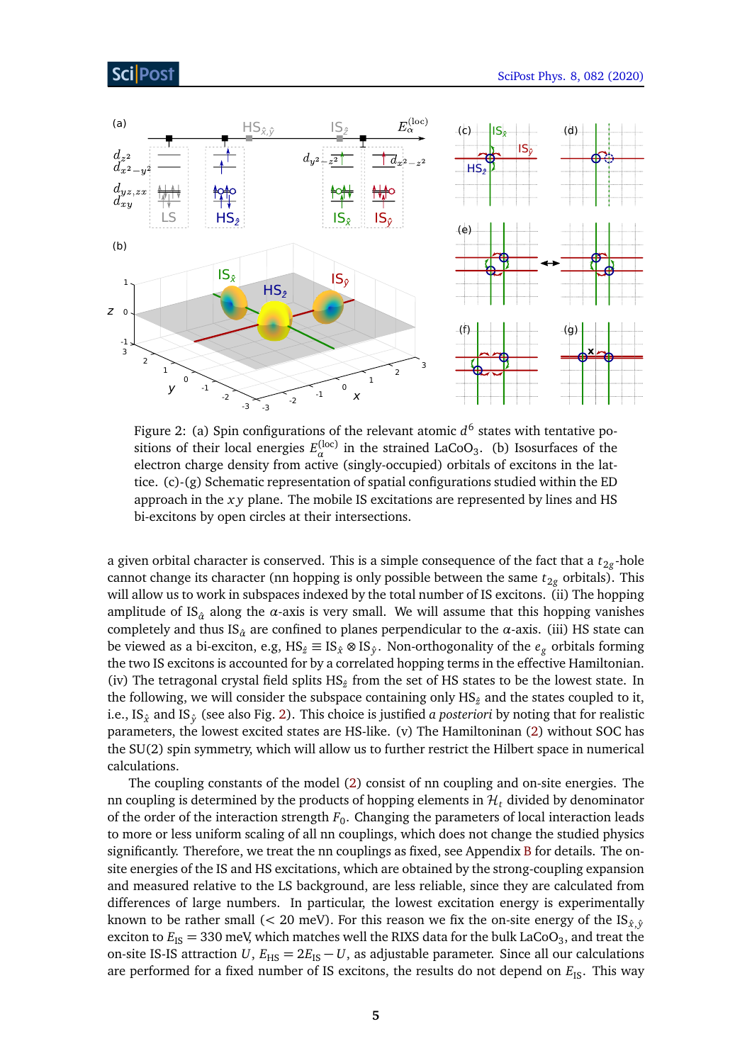Figure 2: (a) Spin configurations of the relevant atomic $d^6$ states with tentative positions of their local energies $E_\alpha^{(\mathrm{loc})}$ in the strained $\mathrm{LaCoO_3}$. (b) Isosurfaces of the electron charge density from active (singly-occupied) orbitals of excitons in the lattice. (c)-(g) Schematic representation of spatial configurations studied within the ED approach in the $xy$ plane. The mobile IS excitations are represented by lines and HS bi-excitons by open circles at their intersections.

a given orbital character is conserved. This is a simple consequence of the fact that a $t_{2g}$-hole cannot change its character (nn hopping is only possible between the same $t_{2g}$ orbitals). This will allow us to work in subspaces indexed by the total number of IS excitons. (ii) The hopping amplitude of $\mathrm{IS}_{\hat{\alpha}}$ along the $\alpha$-axis is very small. We will assume that this hopping vanishes completely and thus $\mathrm{IS}_{\hat{\alpha}}$ are confined to planes perpendicular to the $\alpha$-axis. (iii) HS state can be viewed as a bi-exciton, e.g, $\mathrm{HS}_{\hat{z}} \equiv \mathrm{IS}_{\hat{x}} \otimes \mathrm{IS}_{\hat{y}}$. Non-orthogonality of the $e_g$ orbitals forming the two IS excitons is accounted for by a correlated hopping terms in the effective Hamiltonian. (iv) The tetragonal crystal field splits $\mathrm{HS}_{\hat{z}}$ from the set of HS states to be the lowest state. In the following, we will consider the subspace containing only $\mathrm{HS}_{\hat{z}}$ and the states coupled to it, i.e., $\mathrm{IS}_{\hat{x}}$ and $\mathrm{IS}_{\hat{y}}$ (see also Fig. 2). This choice is justified *a posteriori* by noting that for realistic parameters, the lowest excited states are HS-like. (v) The Hamiltoninan (2) without SOC has the SU(2) spin symmetry, which will allow us to further restrict the Hilbert space in numerical calculations.

The coupling constants of the model (2) consist of nn coupling and on-site energies. The nn coupling is determined by the products of hopping elements in $\mathcal{H}_t$ divided by denominator of the order of the interaction strength $F_0$. Changing the parameters of local interaction leads to more or less uniform scaling of all nn couplings, which does not change the studied physics significantly. Therefore, we treat the nn couplings as fixed, see Appendix B for details. The on-site energies of the IS and HS excitations, which are obtained by the strong-coupling expansion and measured relative to the LS background, are less reliable, since they are calculated from differences of large numbers. In particular, the lowest excitation energy is experimentally known to be rather small (< 20 meV). For this reason we fix the on-site energy of the $\mathrm{IS}_{\hat{x},\hat{y}}$ exciton to $E_{\mathrm{IS}} = 330$ meV, which matches well the RIXS data for the bulk $\mathrm{LaCoO_3}$, and treat the on-site IS-IS attraction $U$, $E_{\mathrm{HS}} = 2E_{\mathrm{IS}} - U$, as adjustable parameter. Since all our calculations are performed for a fixed number of IS excitons, the results do not depend on $E_{\mathrm{IS}}$. This way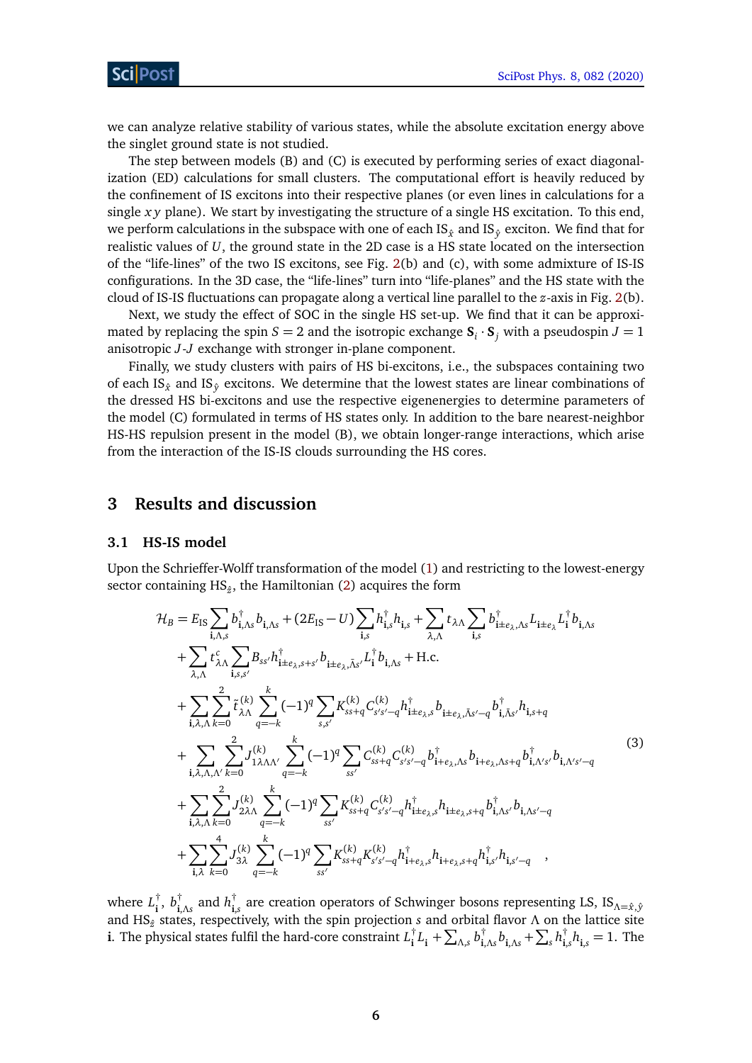we can analyze relative stability of various states, while the absolute excitation energy above the singlet ground state is not studied.

The step between models (B) and (C) is executed by performing series of exact diagonalization (ED) calculations for small clusters. The computational effort is heavily reduced by the confinement of IS excitons into their respective planes (or even lines in calculations for a single $xy$ plane). We start by investigating the structure of a single HS excitation. To this end, we perform calculations in the subspace with one of each $\mathrm{IS}_{\hat{x}}$ and $\mathrm{IS}_{\hat{y}}$ exciton. We find that for realistic values of $U$, the ground state in the 2D case is a HS state located on the intersection of the "life-lines" of the two IS excitons, see Fig. 2(b) and (c), with some admixture of IS-IS configurations. In the 3D case, the "life-lines" turn into "life-planes" and the HS state with the cloud of IS-IS fluctuations can propagate along a vertical line parallel to the $z$-axis in Fig. 2(b).

Next, we study the effect of SOC in the single HS set-up. We find that it can be approximated by replacing the spin $S=2$ and the isotropic exchange $\mathbf{S}_i \cdot \mathbf{S}_j$ with a pseudospin $J=1$ anisotropic $J$-$J$ exchange with stronger in-plane component.

Finally, we study clusters with pairs of HS bi-excitons, i.e., the subspaces containing two of each $\mathrm{IS}_{\hat{x}}$ and $\mathrm{IS}_{\hat{y}}$ excitons. We determine that the lowest states are linear combinations of the dressed HS bi-excitons and use the respective eigenenergies to determine parameters of the model (C) formulated in terms of HS states only. In addition to the bare nearest-neighbor HS-HS repulsion present in the model (B), we obtain longer-range interactions, which arise from the interaction of the IS-IS clouds surrounding the HS cores.

## 3 Results and discussion

### 3.1 HS-IS model

Upon the Schrieffer-Wolff transformation of the model (1) and restricting to the lowest-energy sector containing $\mathrm{HS}_{\hat{z}}$, the Hamiltonian (2) acquires the form

$$
\begin{aligned}
\mathcal{H}_B = & E_{\mathrm{IS}} \sum_{\mathbf{i},\Lambda,s} b^\dagger_{\mathbf{i},\Lambda s} b_{\mathbf{i},\Lambda s} + (2E_{\mathrm{IS}} - U) \sum_{\mathbf{i},s} h^\dagger_{\mathbf{i},s} h_{\mathbf{i},s} + \sum_{\lambda,\Lambda} t_{\lambda\Lambda} \sum_{\mathbf{i},s} b^\dagger_{\mathbf{i}\pm e_\lambda,\Lambda s} L_{\mathbf{i}\pm e_\lambda} L^\dagger_{\mathbf{i}} b_{\mathbf{i},\Lambda s} \\
& + \sum_{\lambda,\Lambda} t^c_{\lambda\Lambda} \sum_{\mathbf{i},s,s'} B_{ss'} h^\dagger_{\mathbf{i}\pm e_\lambda,s+s'} b_{\mathbf{i}\pm e_\lambda,\bar{\Lambda}s'} L^\dagger_{\mathbf{i}} b_{\mathbf{i},\Lambda s} + \mathrm{H.c.} \\
& + \sum_{\mathbf{i},\lambda,\Lambda} \sum_{k=0}^{2} \tilde{t}^{(k)}_{\lambda\Lambda} \sum_{q=-k}^{k} (-1)^q \sum_{s,s'} K^{(k)}_{ss+q} C^{(k)}_{s's'-q} h^\dagger_{\mathbf{i}\pm e_\lambda,s} b_{\mathbf{i}\pm e_\lambda,\bar{\Lambda}s'-q} b^\dagger_{\mathbf{i},\bar{\Lambda}s'} h_{\mathbf{i},s+q} \\
& + \sum_{\mathbf{i},\lambda,\Lambda,\Lambda'} \sum_{k=0}^{2} J^{(k)}_{1\lambda\Lambda\Lambda'} \sum_{q=-k}^{k} (-1)^q \sum_{ss'} C^{(k)}_{ss+q} C^{(k)}_{s's'-q} b^\dagger_{\mathbf{i}+e_\lambda,\Lambda s} b_{\mathbf{i}+e_\lambda,\Lambda s+q} b^\dagger_{\mathbf{i},\Lambda' s'} b_{\mathbf{i},\Lambda' s'-q} \\
& + \sum_{\mathbf{i},\lambda,\Lambda} \sum_{k=0}^{2} J^{(k)}_{2\lambda\Lambda} \sum_{q=-k}^{k} (-1)^q \sum_{ss'} K^{(k)}_{ss+q} C^{(k)}_{s's'-q} h^\dagger_{\mathbf{i}\pm e_\lambda,s} h_{\mathbf{i}\pm e_\lambda,s+q} b^\dagger_{\mathbf{i},\Lambda s'} b_{\mathbf{i},\Lambda s'-q} \\
& + \sum_{\mathbf{i},\lambda} \sum_{k=0}^{4} J^{(k)}_{3\lambda} \sum_{q=-k}^{k} (-1)^q \sum_{ss'} K^{(k)}_{ss+q} K^{(k)}_{s's'-q} h^\dagger_{\mathbf{i}+e_\lambda,s} h_{\mathbf{i}+e_\lambda,s+q} h^\dagger_{\mathbf{i},s'} h_{\mathbf{i},s'-q} \quad ,
\end{aligned}
\tag{3}
$$

where $L^\dagger_{\mathbf{i}}$, $b^\dagger_{\mathbf{i},\Lambda s}$ and $h^\dagger_{\mathbf{i},s}$ are creation operators of Schwinger bosons representing LS, $\mathrm{IS}_{\Lambda=\hat{x},\hat{y}}$ and $\mathrm{HS}_{\hat{z}}$ states, respectively, with the spin projection $s$ and orbital flavor $\Lambda$ on the lattice site $\mathbf{i}$. The physical states fulfil the hard-core constraint $L^\dagger_{\mathbf{i}} L_{\mathbf{i}} + \sum_{\Lambda,s} b^\dagger_{\mathbf{i},\Lambda s} b_{\mathbf{i},\Lambda s} + \sum_s h^\dagger_{\mathbf{i},s} h_{\mathbf{i},s} = 1$. The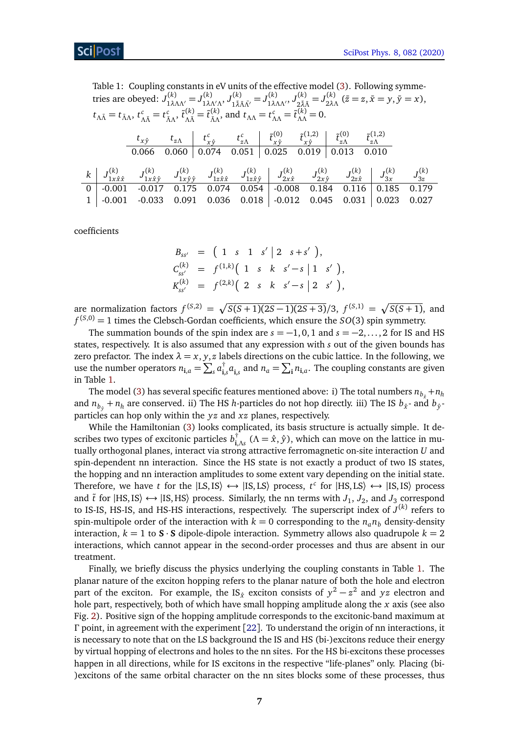Table 1: Coupling constants in eV units of the effective model (3). Following symmetries are obeyed: $J^{(k)}_{1\lambda\Lambda\Lambda'} = J^{(k)}_{1\lambda\Lambda'\Lambda}$, $J^{(k)}_{1\bar{\lambda}\bar{\Lambda}\bar{\Lambda}'} = J^{(k)}_{1\lambda\Lambda\Lambda'}$, $J^{(k)}_{2\bar{\lambda}\bar{\Lambda}} = J^{(k)}_{2\lambda\Lambda}$ ($\bar{z} = z, \bar{x} = y, \bar{y} = x$), $t_{\Lambda\bar{\Lambda}} = t_{\bar{\Lambda}\Lambda}$, $t^c_{\Lambda\bar{\Lambda}} = t^c_{\bar{\Lambda}\Lambda}$, $\tilde{t}^{(k)}_{\Lambda\bar{\Lambda}} = \tilde{t}^{(k)}_{\bar{\Lambda}\Lambda}$, and $t_{\Lambda\Lambda} = t^c_{\Lambda\Lambda} = \tilde{t}^{(k)}_{\Lambda\Lambda} = 0$.

| $t_{x\hat{y}}$ | $t_{z\Lambda}$ | $t^c_{x\hat{y}}$ | $t^c_{z\Lambda}$ | $\tilde{t}^{(0)}_{x\hat{y}}$ | $\tilde{t}^{(1,2)}_{x\hat{y}}$ | $\tilde{t}^{(0)}_{z\Lambda}$ | $\tilde{t}^{(1,2)}_{z\Lambda}$ |
|---|---|---|---|---|---|---|---|
| 0.066 | 0.060 | 0.074 | 0.051 | 0.025 | 0.019 | 0.013 | 0.010 |

| $k$ | $J^{(k)}_{1x\hat{x}\hat{x}}$ | $J^{(k)}_{1x\hat{x}\hat{y}}$ | $J^{(k)}_{1x\hat{y}\hat{y}}$ | $J^{(k)}_{1z\hat{x}\hat{x}}$ | $J^{(k)}_{1z\hat{x}\hat{y}}$ | $J^{(k)}_{2x\hat{x}}$ | $J^{(k)}_{2x\hat{y}}$ | $J^{(k)}_{2z\hat{x}}$ | $J^{(k)}_{3x}$ | $J^{(k)}_{3z}$ |
|---|---|---|---|---|---|---|---|---|---|---|
| 0 | -0.001 | -0.017 | 0.175 | 0.074 | 0.054 | -0.008 | 0.184 | 0.116 | 0.185 | 0.179 |
| 1 | -0.001 | -0.033 | 0.091 | 0.036 | 0.018 | -0.012 | 0.045 | 0.031 | 0.023 | 0.027 |

coefficients

$$
\begin{aligned}
B_{ss'} &= \left( 1 \quad s \quad 1 \quad s' \,\middle|\, 2 \quad s+s' \right), \\
C^{(k)}_{ss'} &= f^{(1,k)} \left( 1 \quad s \quad k \quad s'-s \,\middle|\, 1 \quad s' \right), \\
K^{(k)}_{ss'} &= f^{(2,k)} \left( 2 \quad s \quad k \quad s'-s \,\middle|\, 2 \quad s' \right),
\end{aligned}
$$

are normalization factors $f^{(S,2)} = \sqrt{S(S+1)(2S-1)(2S+3)}/3$, $f^{(S,1)} = \sqrt{S(S+1)}$, and $f^{(S,0)} = 1$ times the Clebsch-Gordan coefficients, which ensure the $SO(3)$ spin symmetry.

The summation bounds of the spin index are $s = -1, 0, 1$ and $s = -2, \ldots, 2$ for IS and HS states, respectively. It is also assumed that any expression with $s$ out of the given bounds has zero prefactor. The index $\lambda = x, y, z$ labels directions on the cubic lattice. In the following, we use the number operators $n_{\mathbf{i},a} = \sum_s a^\dagger_{\mathbf{i},s} a_{\mathbf{i},s}$ and $n_a = \sum_{\mathbf{i}} n_{\mathbf{i},a}$. The coupling constants are given in Table 1.

The model (3) has several specific features mentioned above: i) The total numbers $n_{b_{\hat{x}}} + n_h$ and $n_{b_{\hat{y}}} + n_h$ are conserved. ii) The HS $h$-particles do not hop directly. iii) The IS $b_{\hat{x}}$- and $b_{\hat{y}}$-particles can hop only within the $yz$ and $xz$ planes, respectively.

While the Hamiltonian (3) looks complicated, its basis structure is actually simple. It describes two types of excitonic particles $b^\dagger_{\mathbf{i},\Lambda s}$ ($\Lambda = \hat{x}, \hat{y}$), which can move on the lattice in mutually orthogonal planes, interact via strong attractive ferromagnetic on-site interaction $U$ and spin-dependent nn interaction. Since the HS state is not exactly a product of two IS states, the hopping and nn interaction amplitudes to some extent vary depending on the initial state. Therefore, we have $t$ for the $|\mathrm{LS}, \mathrm{IS}\rangle \leftrightarrow |\mathrm{IS}, \mathrm{LS}\rangle$ process, $t^c$ for $|\mathrm{HS}, \mathrm{LS}\rangle \leftrightarrow |\mathrm{IS}, \mathrm{IS}\rangle$ process and $\tilde{t}$ for $|\mathrm{HS}, \mathrm{IS}\rangle \leftrightarrow |\mathrm{IS}, \mathrm{HS}\rangle$ process. Similarly, the nn terms with $J_1$, $J_2$, and $J_3$ correspond to IS-IS, HS-IS, and HS-HS interactions, respectively. The superscript index of $J^{(k)}$ refers to spin-multipole order of the interaction with $k = 0$ corresponding to the $n_a n_b$ density-density interaction, $k = 1$ to $\mathbf{S} \cdot \mathbf{S}$ dipole-dipole interaction. Symmetry allows also quadrupole $k = 2$ interactions, which cannot appear in the second-order processes and thus are absent in our treatment.

Finally, we briefly discuss the physics underlying the coupling constants in Table 1. The planar nature of the exciton hopping refers to the planar nature of both the hole and electron part of the exciton. For example, the $\mathrm{IS}_{\hat{x}}$ exciton consists of $y^2 - z^2$ and $yz$ electron and hole part, respectively, both of which have small hopping amplitude along the $x$ axis (see also Fig. 2). Positive sign of the hopping amplitude corresponds to the excitonic-band maximum at $\Gamma$ point, in agreement with the experiment [22]. To understand the origin of nn interactions, it is necessary to note that on the LS background the IS and HS (bi-)excitons reduce their energy by virtual hopping of electrons and holes to the nn sites. For the HS bi-excitons these processes happen in all directions, while for IS excitons in the respective "life-planes" only. Placing (bi-)excitons of the same orbital character on the nn sites blocks some of these processes, thus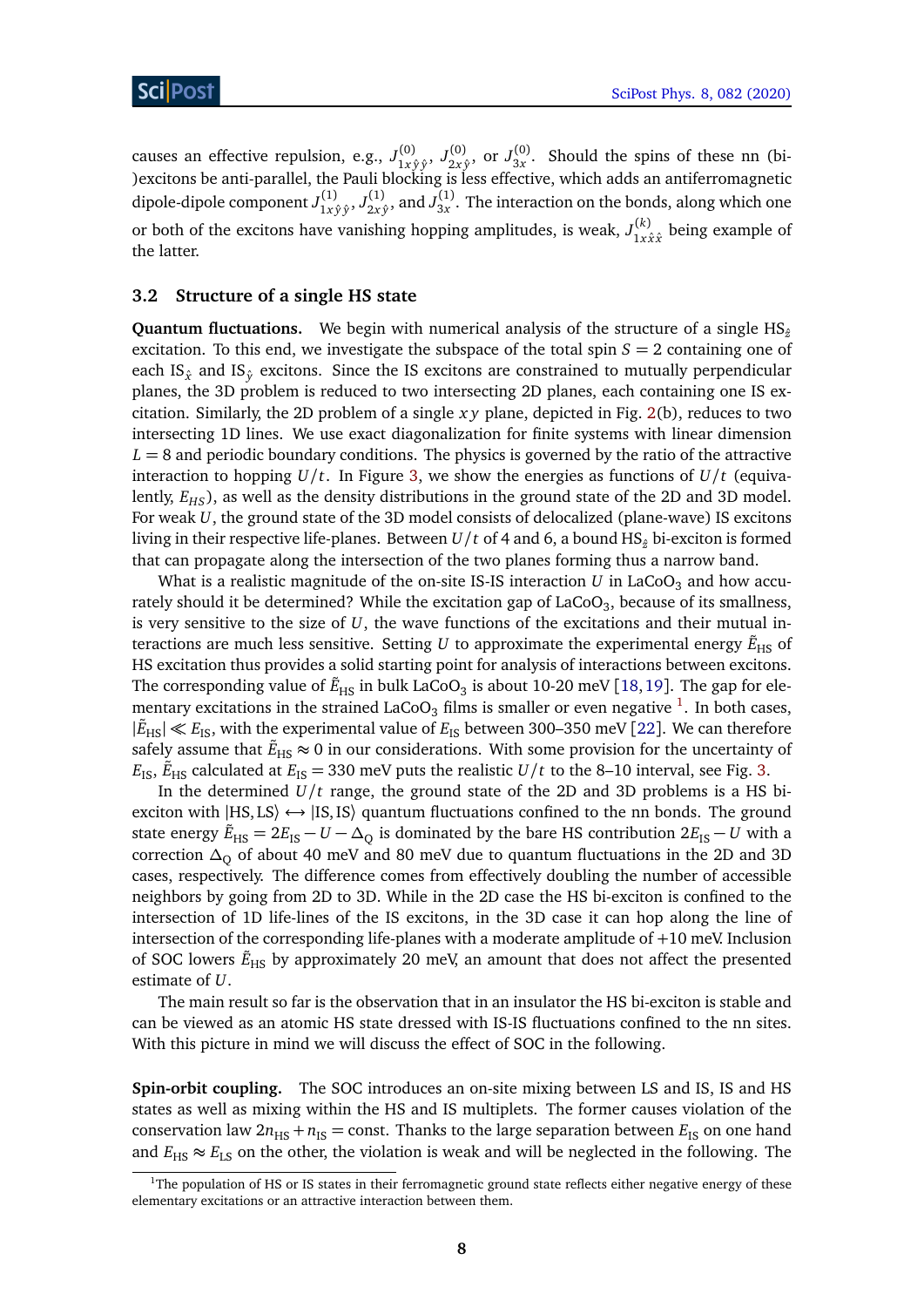causes an effective repulsion, e.g., $J^{(0)}_{1x\hat{y}\hat{y}}$, $J^{(0)}_{2x\hat{y}}$, or $J^{(0)}_{3x}$. Should the spins of these nn (bi-)excitons be anti-parallel, the Pauli blocking is less effective, which adds an antiferromagnetic dipole-dipole component $J^{(1)}_{1x\hat{y}\hat{y}}$, $J^{(1)}_{2x\hat{y}}$, and $J^{(1)}_{3x}$. The interaction on the bonds, along which one or both of the excitons have vanishing hopping amplitudes, is weak, $J^{(k)}_{1x\hat{x}\hat{x}}$ being example of the latter.

### 3.2 Structure of a single HS state

**Quantum fluctuations.** We begin with numerical analysis of the structure of a single $\mathrm{HS}_{\hat{z}}$ excitation. To this end, we investigate the subspace of the total spin $S = 2$ containing one of each $\mathrm{IS}_{\hat{x}}$ and $\mathrm{IS}_{\hat{y}}$ excitons. Since the IS excitons are constrained to mutually perpendicular planes, the 3D problem is reduced to two intersecting 2D planes, each containing one IS excitation. Similarly, the 2D problem of a single $xy$ plane, depicted in Fig. 2(b), reduces to two intersecting 1D lines. We use exact diagonalization for finite systems with linear dimension $L = 8$ and periodic boundary conditions. The physics is governed by the ratio of the attractive interaction to hopping $U/t$. In Figure 3, we show the energies as functions of $U/t$ (equivalently, $E_{HS}$), as well as the density distributions in the ground state of the 2D and 3D model. For weak $U$, the ground state of the 3D model consists of delocalized (plane-wave) IS excitons living in their respective life-planes. Between $U/t$ of 4 and 6, a bound $\mathrm{HS}_{\hat{z}}$ bi-exciton is formed that can propagate along the intersection of the two planes forming thus a narrow band.

What is a realistic magnitude of the on-site IS-IS interaction $U$ in $LaCoO_3$ and how accurately should it be determined? While the excitation gap of $LaCoO_3$, because of its smallness, is very sensitive to the size of $U$, the wave functions of the excitations and their mutual interactions are much less sensitive. Setting $U$ to approximate the experimental energy $\tilde{E}_{\mathrm{HS}}$ of HS excitation thus provides a solid starting point for analysis of interactions between excitons. The corresponding value of $\tilde{E}_{\mathrm{HS}}$ in bulk $LaCoO_3$ is about 10-20 meV [18,19]. The gap for elementary excitations in the strained $LaCoO_3$ films is smaller or even negative [1]. In both cases, $|\tilde{E}_{\mathrm{HS}}| \ll E_{\mathrm{IS}}$, with the experimental value of $E_{\mathrm{IS}}$ between 300–350 meV [22]. We can therefore safely assume that $\tilde{E}_{\mathrm{HS}} \approx 0$ in our considerations. With some provision for the uncertainty of $E_{\mathrm{IS}}$, $\tilde{E}_{\mathrm{HS}}$ calculated at $E_{\mathrm{IS}} = 330$ meV puts the realistic $U/t$ to the 8–10 interval, see Fig. 3.

In the determined $U/t$ range, the ground state of the 2D and 3D problems is a HS bi-exciton with $|\mathrm{HS}, \mathrm{LS}\rangle \leftrightarrow |\mathrm{IS}, \mathrm{IS}\rangle$ quantum fluctuations confined to the nn bonds. The ground state energy $\tilde{E}_{\mathrm{HS}} = 2E_{\mathrm{IS}} - U - \Delta_{\mathrm{Q}}$ is dominated by the bare HS contribution $2E_{\mathrm{IS}} - U$ with a correction $\Delta_{\mathrm{Q}}$ of about 40 meV and 80 meV due to quantum fluctuations in the 2D and 3D cases, respectively. The difference comes from effectively doubling the number of accessible neighbors by going from 2D to 3D. While in the 2D case the HS bi-exciton is confined to the intersection of 1D life-lines of the IS excitons, in the 3D case it can hop along the line of intersection of the corresponding life-planes with a moderate amplitude of +10 meV. Inclusion of SOC lowers $\tilde{E}_{\mathrm{HS}}$ by approximately 20 meV, an amount that does not affect the presented estimate of $U$.

The main result so far is the observation that in an insulator the HS bi-exciton is stable and can be viewed as an atomic HS state dressed with IS-IS fluctuations confined to the nn sites. With this picture in mind we will discuss the effect of SOC in the following.

**Spin-orbit coupling.** The SOC introduces an on-site mixing between LS and IS, IS and HS states as well as mixing within the HS and IS multiplets. The former causes violation of the conservation law $2n_{\mathrm{HS}} + n_{\mathrm{IS}} = \mathrm{const}$. Thanks to the large separation between $E_{\mathrm{IS}}$ on one hand and $E_{\mathrm{HS}} \approx E_{\mathrm{LS}}$ on the other, the violation is weak and will be neglected in the following. The

[1] The population of HS or IS states in their ferromagnetic ground state reflects either negative energy of these elementary excitations or an attractive interaction between them.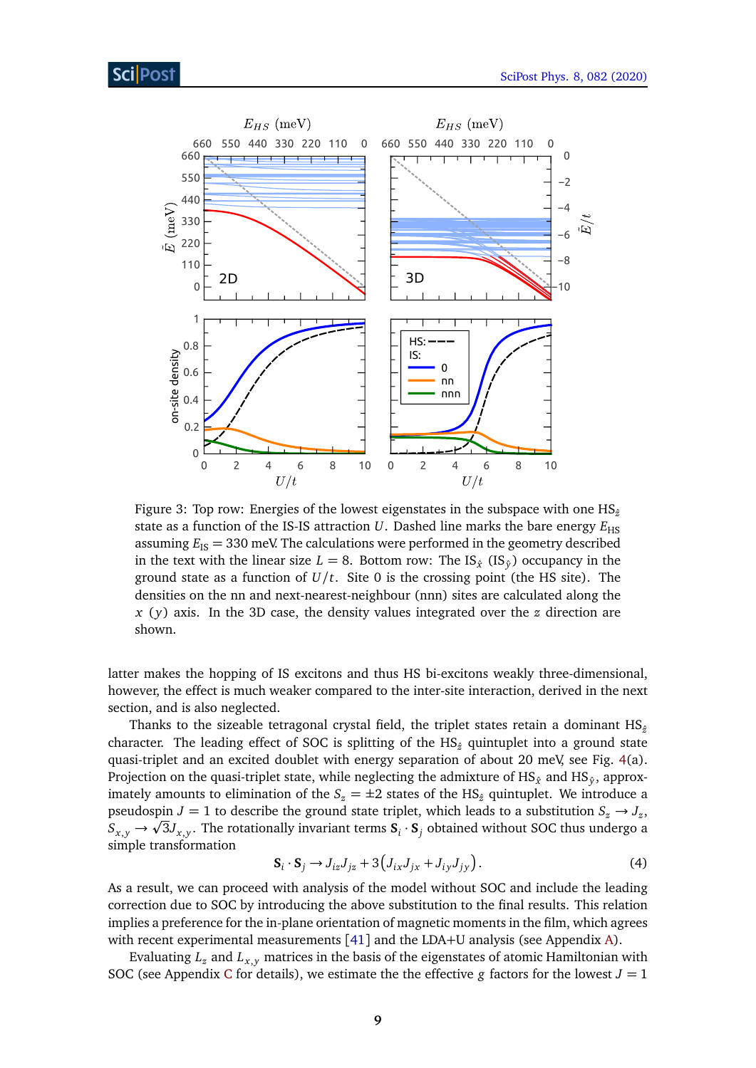Figure 3: Top row: Energies of the lowest eigenstates in the subspace with one $\mathrm{HS}_{\hat{z}}$ state as a function of the IS-IS attraction $U$. Dashed line marks the bare energy $E_{\mathrm{HS}}$ assuming $E_{\mathrm{IS}} = 330$ meV. The calculations were performed in the geometry described in the text with the linear size $L = 8$. Bottom row: The $\mathrm{IS}_{\hat{x}}$ ($\mathrm{IS}_{\hat{y}}$) occupancy in the ground state as a function of $U/t$. Site 0 is the crossing point (the HS site). The densities on the nn and next-nearest-neighbour (nnn) sites are calculated along the $x$ ($y$) axis. In the 3D case, the density values integrated over the $z$ direction are shown.

latter makes the hopping of IS excitons and thus HS bi-excitons weakly three-dimensional, however, the effect is much weaker compared to the inter-site interaction, derived in the next section, and is also neglected.

Thanks to the sizeable tetragonal crystal field, the triplet states retain a dominant $\mathrm{HS}_{\hat{z}}$ character. The leading effect of SOC is splitting of the $\mathrm{HS}_{\hat{z}}$ quintuplet into a ground state quasi-triplet and an excited doublet with energy separation of about 20 meV, see Fig. 4(a). Projection on the quasi-triplet state, while neglecting the admixture of $\mathrm{HS}_{\hat{x}}$ and $\mathrm{HS}_{\hat{y}}$, approximately amounts to elimination of the $S_z = \pm 2$ states of the $\mathrm{HS}_{\hat{z}}$ quintuplet. We introduce a pseudospin $J = 1$ to describe the ground state triplet, which leads to a substitution $S_z \to J_z$, $S_{x,y} \to \sqrt{3} J_{x,y}$. The rotationally invariant terms $\mathbf{S}_i \cdot \mathbf{S}_j$ obtained without SOC thus undergo a simple transformation

$$\mathbf{S}_i \cdot \mathbf{S}_j \to J_{iz} J_{jz} + 3\left(J_{ix} J_{jx} + J_{iy} J_{jy}\right). \tag{4}$$

As a result, we can proceed with analysis of the model without SOC and include the leading correction due to SOC by introducing the above substitution to the final results. This relation implies a preference for the in-plane orientation of magnetic moments in the film, which agrees with recent experimental measurements [41] and the LDA+U analysis (see Appendix A).

Evaluating $L_z$ and $L_{x,y}$ matrices in the basis of the eigenstates of atomic Hamiltonian with SOC (see Appendix C for details), we estimate the the effective $g$ factors for the lowest $J = 1$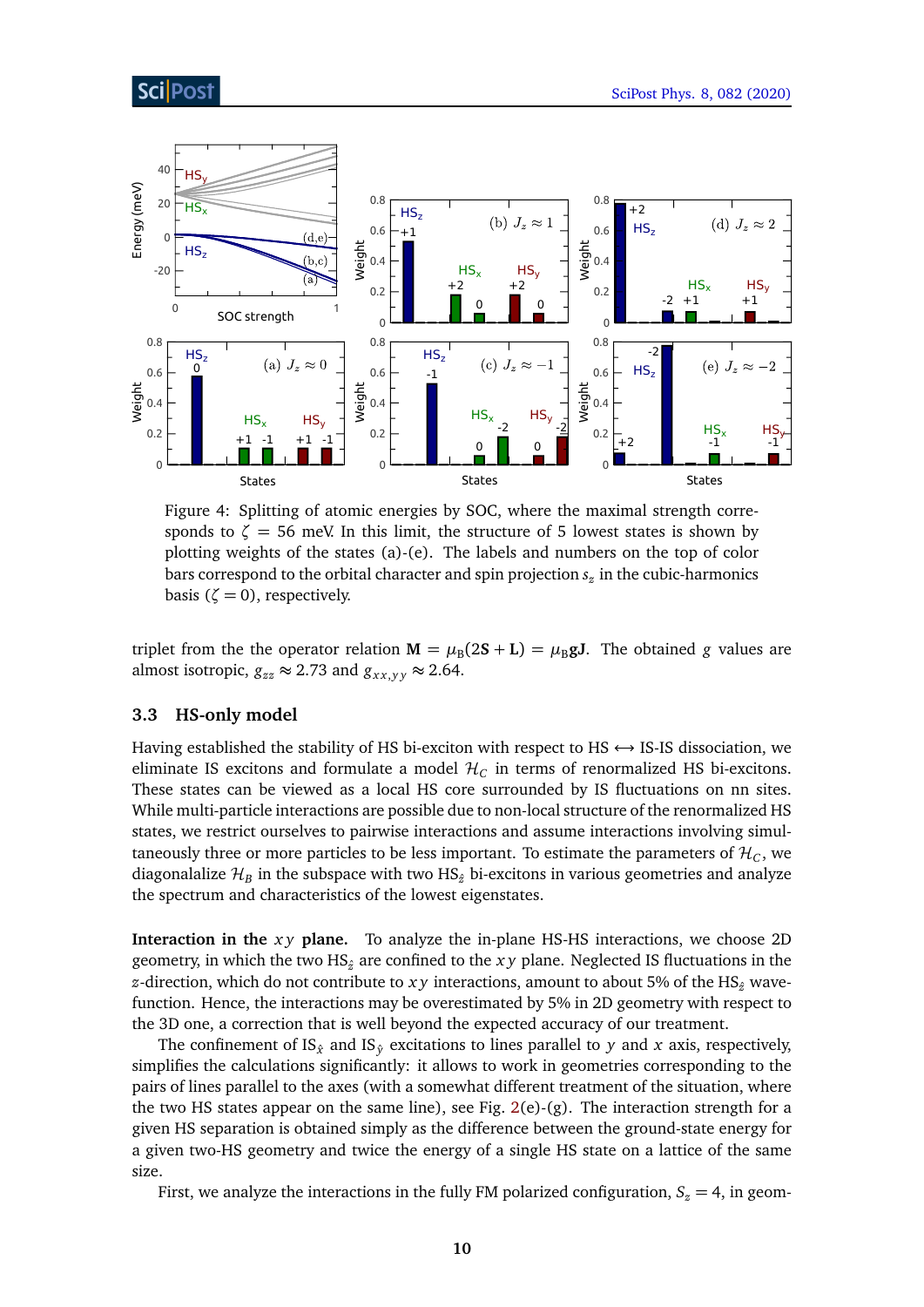Figure 4: Splitting of atomic energies by SOC, where the maximal strength corresponds to $\zeta = 56$ meV. In this limit, the structure of 5 lowest states is shown by plotting weights of the states (a)-(e). The labels and numbers on the top of color bars correspond to the orbital character and spin projection $s_z$ in the cubic-harmonics basis ($\zeta = 0$), respectively.

triplet from the the operator relation $\mathbf{M} = \mu_B(2\mathbf{S} + \mathbf{L}) = \mu_B g \mathbf{J}$. The obtained $g$ values are almost isotropic, $g_{zz} \approx 2.73$ and $g_{xx,yy} \approx 2.64$.

### 3.3 HS-only model

Having established the stability of HS bi-exciton with respect to HS $\leftrightarrow$ IS-IS dissociation, we eliminate IS excitons and formulate a model $\mathcal{H}_C$ in terms of renormalized HS bi-excitons. These states can be viewed as a local HS core surrounded by IS fluctuations on nn sites. While multi-particle interactions are possible due to non-local structure of the renormalized HS states, we restrict ourselves to pairwise interactions and assume interactions involving simultaneously three or more particles to be less important. To estimate the parameters of $\mathcal{H}_C$, we diagonalize $\mathcal{H}_B$ in the subspace with two $\mathrm{HS}_{\hat{z}}$ bi-excitons in various geometries and analyze the spectrum and characteristics of the lowest eigenstates.

**Interaction in the $xy$ plane.** To analyze the in-plane HS-HS interactions, we choose 2D geometry, in which the two $\mathrm{HS}_{\hat{z}}$ are confined to the $xy$ plane. Neglected IS fluctuations in the $z$-direction, which do not contribute to $xy$ interactions, amount to about 5% of the $\mathrm{HS}_{\hat{z}}$ wavefunction. Hence, the interactions may be overestimated by 5% in 2D geometry with respect to the 3D one, a correction that is well beyond the expected accuracy of our treatment.

The confinement of $\mathrm{IS}_{\hat{x}}$ and $\mathrm{IS}_{\hat{y}}$ excitations to lines parallel to $y$ and $x$ axis, respectively, simplifies the calculations significantly: it allows to work in geometries corresponding to the pairs of lines parallel to the axes (with a somewhat different treatment of the situation, where the two HS states appear on the same line), see Fig. 2(e)-(g). The interaction strength for a given HS separation is obtained simply as the difference between the ground-state energy for a given two-HS geometry and twice the energy of a single HS state on a lattice of the same size.

First, we analyze the interactions in the fully FM polarized configuration, $S_z = 4$, in geom-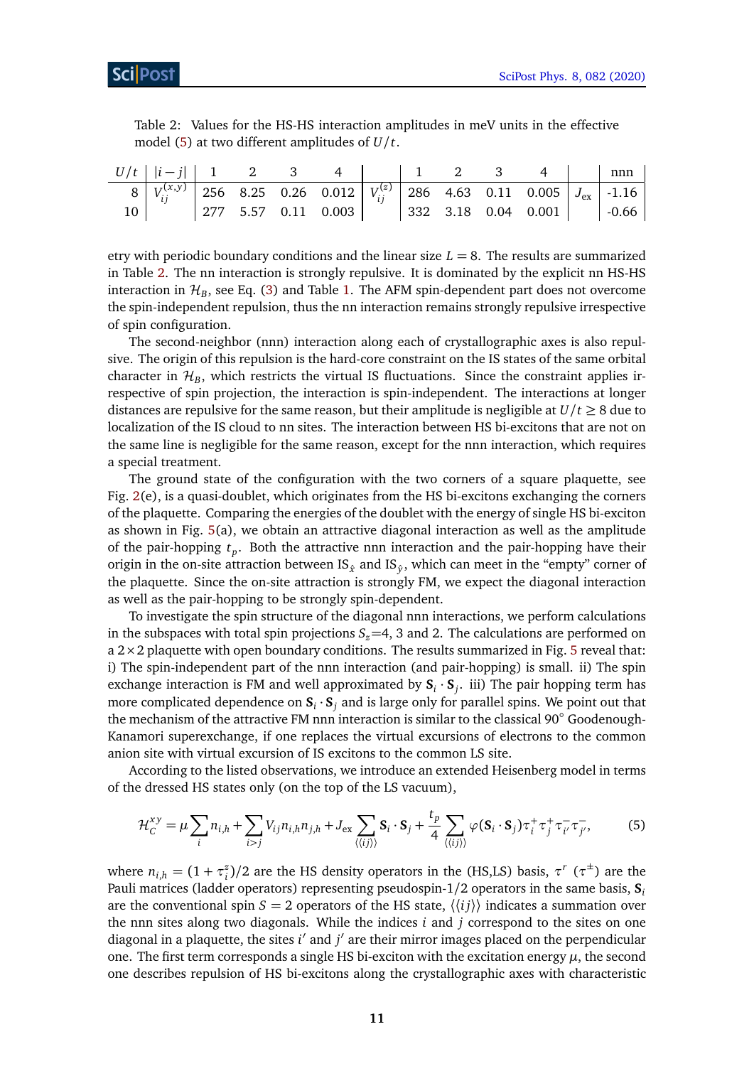Table 2: Values for the HS-HS interaction amplitudes in meV units in the effective model (5) at two different amplitudes of $U/t$.

| $U/t$ | $\lvert i-j \rvert$ | 1 | 2 | 3 | 4 | | 1 | 2 | 3 | 4 | | nnn |
|---|---|---|---|---|---|---|---|---|---|---|---|---|
| 8 | $V_{ij}^{(x,y)}$ | 256 | 8.25 | 0.26 | 0.012 | $V_{ij}^{(z)}$ | 286 | 4.63 | 0.11 | 0.005 | $J_{\text{ex}}$ | -1.16 |
| 10 | | 277 | 5.57 | 0.11 | 0.003 | | 332 | 3.18 | 0.04 | 0.001 | | -0.66 |

etry with periodic boundary conditions and the linear size $L = 8$. The results are summarized in Table 2. The nn interaction is strongly repulsive. It is dominated by the explicit nn HS-HS interaction in $\mathcal{H}_B$, see Eq. (3) and Table 1. The AFM spin-dependent part does not overcome the spin-independent repulsion, thus the nn interaction remains strongly repulsive irrespective of spin configuration.

The second-neighbor (nnn) interaction along each of crystallographic axes is also repulsive. The origin of this repulsion is the hard-core constraint on the IS states of the same orbital character in $\mathcal{H}_B$, which restricts the virtual IS fluctuations. Since the constraint applies irrespective of spin projection, the interaction is spin-independent. The interactions at longer distances are repulsive for the same reason, but their amplitude is negligible at $U/t \geq 8$ due to localization of the IS cloud to nn sites. The interaction between HS bi-excitons that are not on the same line is negligible for the same reason, except for the nnn interaction, which requires a special treatment.

The ground state of the configuration with the two corners of a square plaquette, see Fig. 2(e), is a quasi-doublet, which originates from the HS bi-excitons exchanging the corners of the plaquette. Comparing the energies of the doublet with the energy of single HS bi-exciton as shown in Fig. 5(a), we obtain an attractive diagonal interaction as well as the amplitude of the pair-hopping $t_p$. Both the attractive nnn interaction and the pair-hopping have their origin in the on-site attraction between $\text{IS}_{\hat{x}}$ and $\text{IS}_{\hat{y}}$, which can meet in the "empty" corner of the plaquette. Since the on-site interaction is strongly FM, we expect the diagonal interaction as well as the pair-hopping to be strongly spin-dependent.

To investigate the spin structure of the diagonal nnn interactions, we perform calculations in the subspaces with total spin projections $S_z$=4, 3 and 2. The calculations are performed on a $2 \times 2$ plaquette with open boundary conditions. The results summarized in Fig. 5 reveal that: i) The spin-independent part of the nnn interaction (and pair-hopping) is small. ii) The spin exchange interaction is FM and well approximated by $\mathbf{S}_i \cdot \mathbf{S}_j$. iii) The pair hopping term has more complicated dependence on $\mathbf{S}_i \cdot \mathbf{S}_j$ and is large only for parallel spins. We point out that the mechanism of the attractive FM nnn interaction is similar to the classical 90° Goodenough-Kanamori superexchange, if one replaces the virtual excursions of electrons to the common anion site with virtual excursion of IS excitons to the common LS site.

According to the listed observations, we introduce an extended Heisenberg model in terms of the dressed HS states only (on the top of the LS vacuum),

$$\mathcal{H}_C^{xy} = \mu \sum_i n_{i,h} + \sum_{i>j} V_{ij} n_{i,h} n_{j,h} + J_{\text{ex}} \sum_{\langle\langle ij \rangle\rangle} \mathbf{S}_i \cdot \mathbf{S}_j + \frac{t_p}{4} \sum_{\langle\langle ij \rangle\rangle} \varphi(\mathbf{S}_i \cdot \mathbf{S}_j) \tau_i^+ \tau_j^+ \tau_{i'}^- \tau_{j'}^-, \tag{5}$$

where $n_{i,h} = (1 + \tau_i^z)/2$ are the HS density operators in the (HS,LS) basis, $\tau^r$ ($\tau^{\pm}$) are the Pauli matrices (ladder operators) representing pseudospin-1/2 operators in the same basis, $\mathbf{S}_i$ are the conventional spin $S = 2$ operators of the HS state, $\langle\langle ij \rangle\rangle$ indicates a summation over the nnn sites along two diagonals. While the indices $i$ and $j$ correspond to the sites on one diagonal in a plaquette, the sites $i'$ and $j'$ are their mirror images placed on the perpendicular one. The first term corresponds a single HS bi-exciton with the excitation energy $\mu$, the second one describes repulsion of HS bi-excitons along the crystallographic axes with characteristic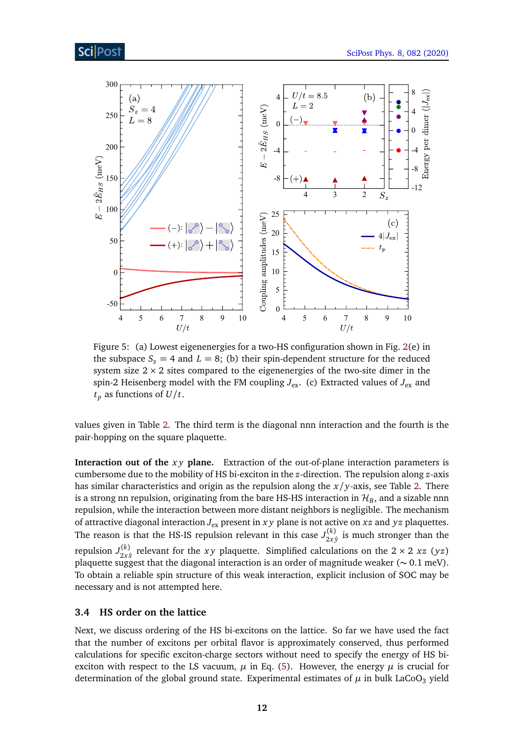Figure 5: (a) Lowest eigenenergies for a two-HS configuration shown in Fig. 2(e) in the subspace $S_z = 4$ and $L = 8$; (b) their spin-dependent structure for the reduced system size $2 \times 2$ sites compared to the eigenenergies of the two-site dimer in the spin-2 Heisenberg model with the FM coupling $J_{\mathrm{ex}}$. (c) Extracted values of $J_{\mathrm{ex}}$ and $t_p$ as functions of $U/t$.

values given in Table 2. The third term is the diagonal nnn interaction and the fourth is the pair-hopping on the square plaquette.

**Interaction out of the $xy$ plane.** Extraction of the out-of-plane interaction parameters is cumbersome due to the mobility of HS bi-exciton in the $z$-direction. The repulsion along $z$-axis has similar characteristics and origin as the repulsion along the $x/y$-axis, see Table 2. There is a strong nn repulsion, originating from the bare HS-HS interaction in $\mathcal{H}_B$, and a sizable nnn repulsion, while the interaction between more distant neighbors is negligible. The mechanism of attractive diagonal interaction $J_{\mathrm{ex}}$ present in $xy$ plane is not active on $xz$ and $yz$ plaquettes. The reason is that the HS-IS repulsion relevant in this case $J^{(k)}_{2x\hat{y}}$ is much stronger than the repulsion $J^{(k)}_{2x\hat{x}}$ relevant for the $xy$ plaquette. Simplified calculations on the $2 \times 2$ $xz$ ($yz$) plaquette suggest that the diagonal interaction is an order of magnitude weaker ($\sim 0.1$ meV). To obtain a reliable spin structure of this weak interaction, explicit inclusion of SOC may be necessary and is not attempted here.

### 3.4 HS order on the lattice

Next, we discuss ordering of the HS bi-excitons on the lattice. So far we have used the fact that the number of excitons per orbital flavor is approximately conserved, thus performed calculations for specific exciton-charge sectors without need to specify the energy of HS bi-exciton with respect to the LS vacuum, $\mu$ in Eq. (5). However, the energy $\mu$ is crucial for determination of the global ground state. Experimental estimates of $\mu$ in bulk $LaCoO_3$ yield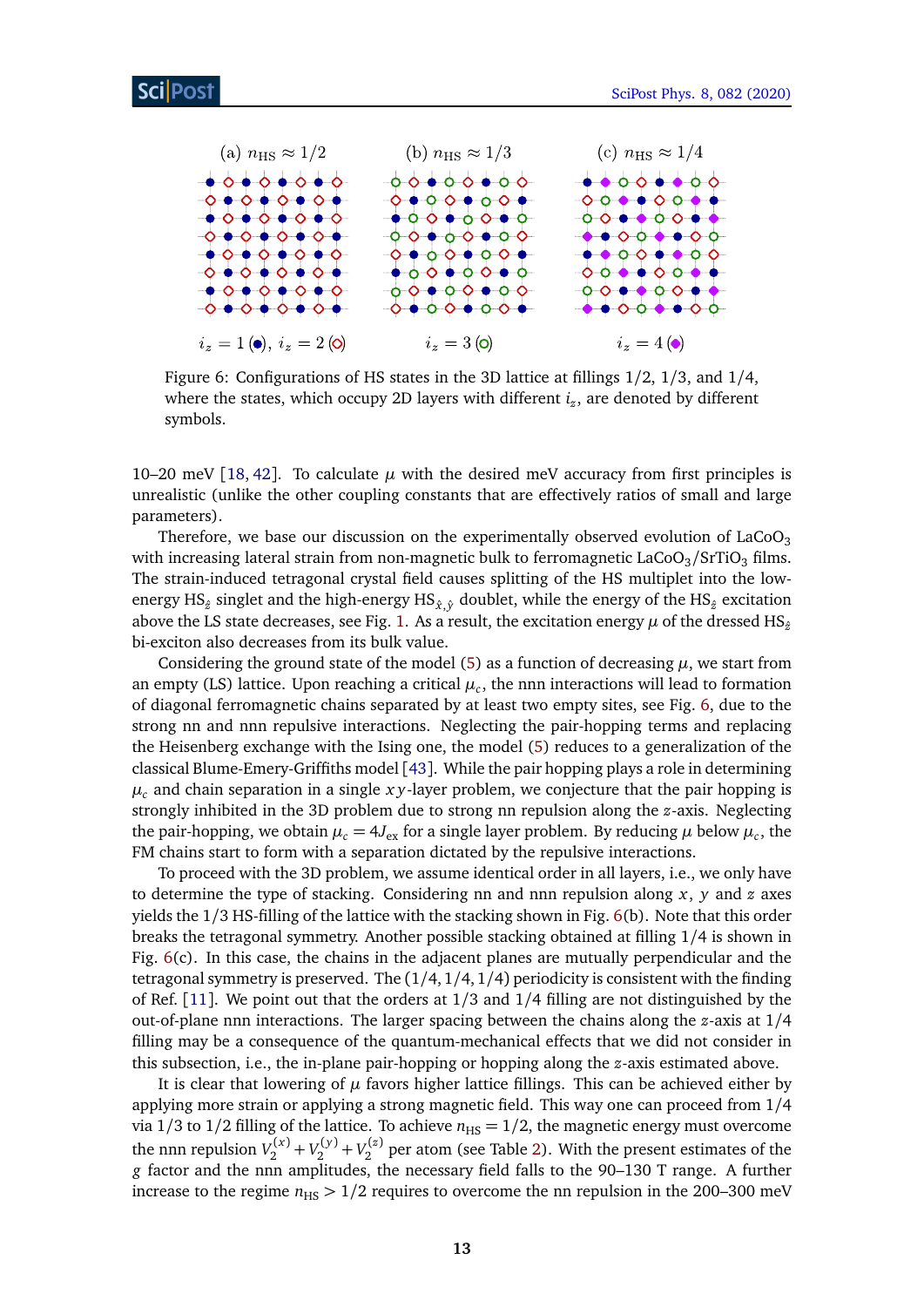(a) $n_{\rm HS} \approx 1/2$ (b) $n_{\rm HS} \approx 1/3$ (c) $n_{\rm HS} \approx 1/4$

$i_z = 1$ (●), $i_z = 2$ (◇) $i_z = 3$ (○) $i_z = 4$ (◆)

Figure 6: Configurations of HS states in the 3D lattice at fillings 1/2, 1/3, and 1/4, where the states, which occupy 2D layers with different $i_z$, are denoted by different symbols.

10–20 meV [18, 42]. To calculate $\mu$ with the desired meV accuracy from first principles is unrealistic (unlike the other coupling constants that are effectively ratios of small and large parameters).

Therefore, we base our discussion on the experimentally observed evolution of $LaCoO_3$ with increasing lateral strain from non-magnetic bulk to ferromagnetic $LaCoO_3/SrTiO_3$ films. The strain-induced tetragonal crystal field causes splitting of the HS multiplet into the low-energy $HS_{\hat{z}}$ singlet and the high-energy $HS_{\hat{x},\hat{y}}$ doublet, while the energy of the $HS_{\hat{z}}$ excitation above the LS state decreases, see Fig. 1. As a result, the excitation energy $\mu$ of the dressed $HS_{\hat{z}}$ bi-exciton also decreases from its bulk value.

Considering the ground state of the model (5) as a function of decreasing $\mu$, we start from an empty (LS) lattice. Upon reaching a critical $\mu_c$, the nnn interactions will lead to formation of diagonal ferromagnetic chains separated by at least two empty sites, see Fig. 6, due to the strong nn and nnn repulsive interactions. Neglecting the pair-hopping terms and replacing the Heisenberg exchange with the Ising one, the model (5) reduces to a generalization of the classical Blume-Emery-Griffiths model [43]. While the pair hopping plays a role in determining $\mu_c$ and chain separation in a single $xy$-layer problem, we conjecture that the pair hopping is strongly inhibited in the 3D problem due to strong nn repulsion along the $z$-axis. Neglecting the pair-hopping, we obtain $\mu_c = 4J_{\rm ex}$ for a single layer problem. By reducing $\mu$ below $\mu_c$, the FM chains start to form with a separation dictated by the repulsive interactions.

To proceed with the 3D problem, we assume identical order in all layers, i.e., we only have to determine the type of stacking. Considering nn and nnn repulsion along $x$, $y$ and $z$ axes yields the 1/3 HS-filling of the lattice with the stacking shown in Fig. 6(b). Note that this order breaks the tetragonal symmetry. Another possible stacking obtained at filling 1/4 is shown in Fig. 6(c). In this case, the chains in the adjacent planes are mutually perpendicular and the tetragonal symmetry is preserved. The (1/4, 1/4, 1/4) periodicity is consistent with the finding of Ref. [11]. We point out that the orders at 1/3 and 1/4 filling are not distinguished by the out-of-plane nnn interactions. The larger spacing between the chains along the $z$-axis at 1/4 filling may be a consequence of the quantum-mechanical effects that we did not consider in this subsection, i.e., the in-plane pair-hopping or hopping along the $z$-axis estimated above.

It is clear that lowering of $\mu$ favors higher lattice fillings. This can be achieved either by applying more strain or applying a strong magnetic field. This way one can proceed from 1/4 via 1/3 to 1/2 filling of the lattice. To achieve $n_{\rm HS} = 1/2$, the magnetic energy must overcome the nnn repulsion $V_2^{(x)} + V_2^{(y)} + V_2^{(z)}$ per atom (see Table 2). With the present estimates of the $g$ factor and the nnn amplitudes, the necessary field falls to the 90–130 T range. A further increase to the regime $n_{\rm HS} > 1/2$ requires to overcome the nn repulsion in the 200–300 meV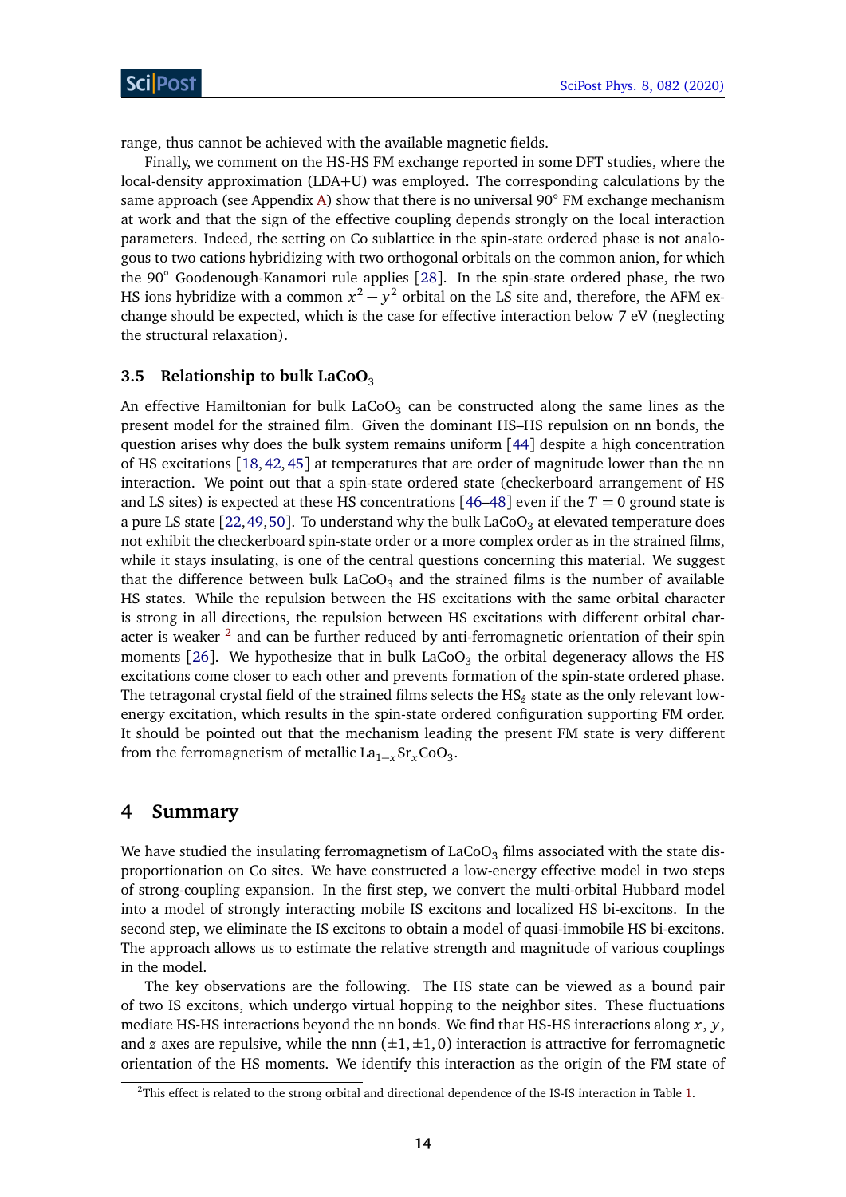range, thus cannot be achieved with the available magnetic fields.

Finally, we comment on the HS-HS FM exchange reported in some DFT studies, where the local-density approximation (LDA+U) was employed. The corresponding calculations by the same approach (see Appendix A) show that there is no universal 90° FM exchange mechanism at work and that the sign of the effective coupling depends strongly on the local interaction parameters. Indeed, the setting on Co sublattice in the spin-state ordered phase is not analogous to two cations hybridizing with two orthogonal orbitals on the common anion, for which the 90° Goodenough-Kanamori rule applies [28]. In the spin-state ordered phase, the two HS ions hybridize with a common $x^2 - y^2$ orbital on the LS site and, therefore, the AFM exchange should be expected, which is the case for effective interaction below 7 eV (neglecting the structural relaxation).

### 3.5 Relationship to bulk $LaCoO_3$

An effective Hamiltonian for bulk $LaCoO_3$ can be constructed along the same lines as the present model for the strained film. Given the dominant HS–HS repulsion on nn bonds, the question arises why does the bulk system remains uniform [44] despite a high concentration of HS excitations [18, 42, 45] at temperatures that are order of magnitude lower than the nn interaction. We point out that a spin-state ordered state (checkerboard arrangement of HS and LS sites) is expected at these HS concentrations [46–48] even if the $T = 0$ ground state is a pure LS state [22, 49, 50]. To understand why the bulk $LaCoO_3$ at elevated temperature does not exhibit the checkerboard spin-state order or a more complex order as in the strained films, while it stays insulating, is one of the central questions concerning this material. We suggest that the difference between bulk $LaCoO_3$ and the strained films is the number of available HS states. While the repulsion between the HS excitations with the same orbital character is strong in all directions, the repulsion between HS excitations with different orbital character is weaker [2] and can be further reduced by anti-ferromagnetic orientation of their spin moments [26]. We hypothesize that in bulk $LaCoO_3$ the orbital degeneracy allows the HS excitations come closer to each other and prevents formation of the spin-state ordered phase. The tetragonal crystal field of the strained films selects the $HS_{\hat{z}}$ state as the only relevant low-energy excitation, which results in the spin-state ordered configuration supporting FM order. It should be pointed out that the mechanism leading the present FM state is very different from the ferromagnetism of metallic $La_{1-x}Sr_xCoO_3$.

## 4 Summary

We have studied the insulating ferromagnetism of $LaCoO_3$ films associated with the state disproportionation on Co sites. We have constructed a low-energy effective model in two steps of strong-coupling expansion. In the first step, we convert the multi-orbital Hubbard model into a model of strongly interacting mobile IS excitons and localized HS bi-excitons. In the second step, we eliminate the IS excitons to obtain a model of quasi-immobile HS bi-excitons. The approach allows us to estimate the relative strength and magnitude of various couplings in the model.

The key observations are the following. The HS state can be viewed as a bound pair of two IS excitons, which undergo virtual hopping to the neighbor sites. These fluctuations mediate HS-HS interactions beyond the nn bonds. We find that HS-HS interactions along $x$, $y$, and $z$ axes are repulsive, while the nnn $(\pm 1, \pm 1, 0)$ interaction is attractive for ferromagnetic orientation of the HS moments. We identify this interaction as the origin of the FM state of

[2] This effect is related to the strong orbital and directional dependence of the IS-IS interaction in Table 1.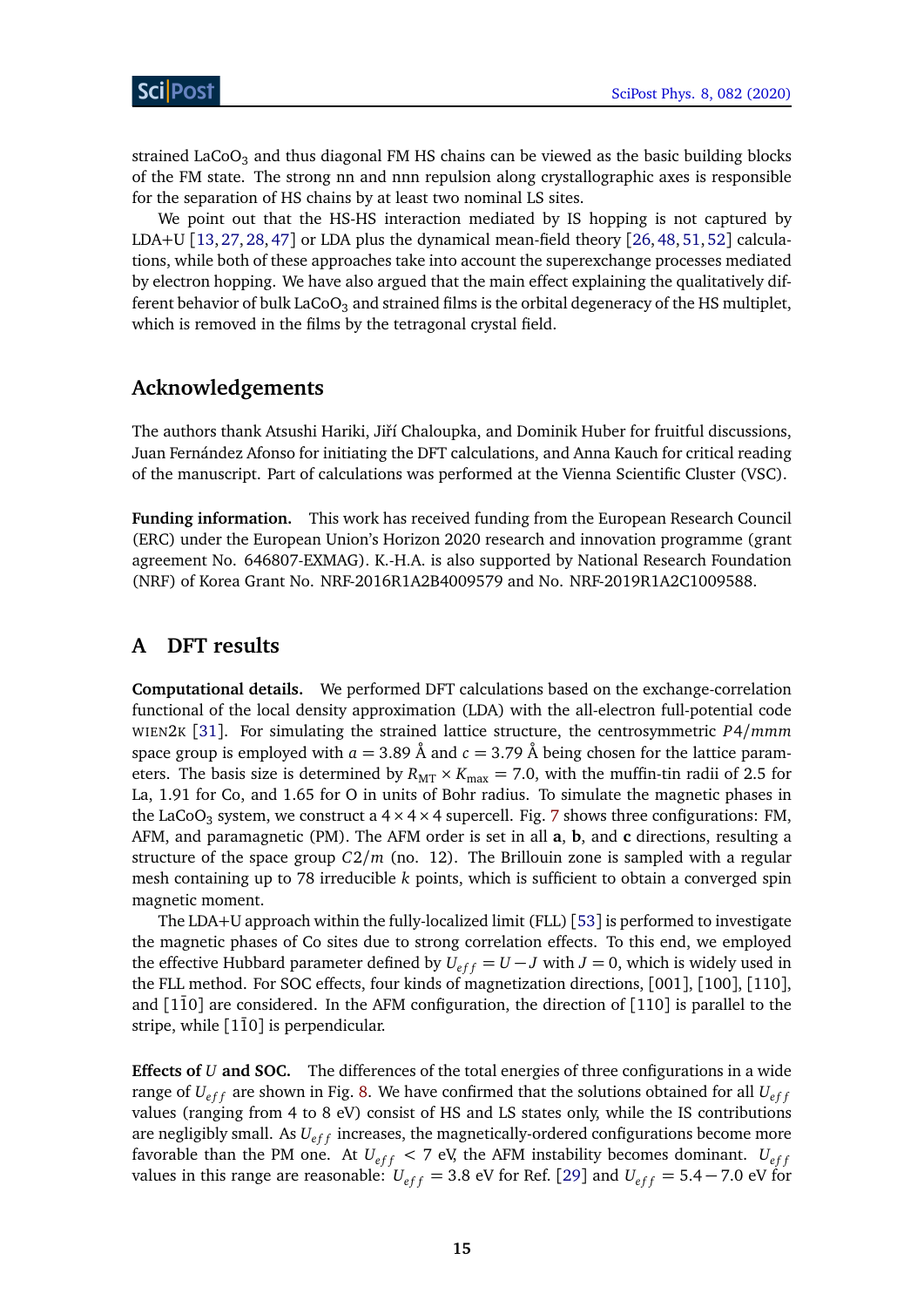strained $LaCoO_3$ and thus diagonal FM HS chains can be viewed as the basic building blocks of the FM state. The strong nn and nnn repulsion along crystallographic axes is responsible for the separation of HS chains by at least two nominal LS sites.

We point out that the HS-HS interaction mediated by IS hopping is not captured by LDA+U [13, 27, 28, 47] or LDA plus the dynamical mean-field theory [26, 48, 51, 52] calculations, while both of these approaches take into account the superexchange processes mediated by electron hopping. We have also argued that the main effect explaining the qualitatively different behavior of bulk $LaCoO_3$ and strained films is the orbital degeneracy of the HS multiplet, which is removed in the films by the tetragonal crystal field.

## Acknowledgements

The authors thank Atsushi Hariki, Jiří Chaloupka, and Dominik Huber for fruitful discussions, Juan Fernández Afonso for initiating the DFT calculations, and Anna Kauch for critical reading of the manuscript. Part of calculations was performed at the Vienna Scientific Cluster (VSC).

**Funding information.** This work has received funding from the European Research Council (ERC) under the European Union's Horizon 2020 research and innovation programme (grant agreement No. 646807-EXMAG). K.-H.A. is also supported by National Research Foundation (NRF) of Korea Grant No. NRF-2016R1A2B4009579 and No. NRF-2019R1A2C1009588.

## A DFT results

**Computational details.** We performed DFT calculations based on the exchange-correlation functional of the local density approximation (LDA) with the all-electron full-potential code WIEN2K [31]. For simulating the strained lattice structure, the centrosymmetric $P4/mmm$ space group is employed with $a = 3.89$ Å and $c = 3.79$ Å being chosen for the lattice parameters. The basis size is determined by $R_{\mathrm{MT}} \times K_{\mathrm{max}} = 7.0$, with the muffin-tin radii of 2.5 for La, 1.91 for Co, and 1.65 for O in units of Bohr radius. To simulate the magnetic phases in the $LaCoO_3$ system, we construct a $4 \times 4 \times 4$ supercell. Fig. 7 shows three configurations: FM, AFM, and paramagnetic (PM). The AFM order is set in all **a**, **b**, and **c** directions, resulting a structure of the space group $C2/m$ (no. 12). The Brillouin zone is sampled with a regular mesh containing up to 78 irreducible $k$ points, which is sufficient to obtain a converged spin magnetic moment.

The LDA+U approach within the fully-localized limit (FLL) [53] is performed to investigate the magnetic phases of Co sites due to strong correlation effects. To this end, we employed the effective Hubbard parameter defined by $U_{eff} = U - J$ with $J = 0$, which is widely used in the FLL method. For SOC effects, four kinds of magnetization directions, [001], [100], [110], and [$1\bar{1}0$] are considered. In the AFM configuration, the direction of [110] is parallel to the stripe, while [$1\bar{1}0$] is perpendicular.

**Effects of $U$ and SOC.** The differences of the total energies of three configurations in a wide range of $U_{eff}$ are shown in Fig. 8. We have confirmed that the solutions obtained for all $U_{eff}$ values (ranging from 4 to 8 eV) consist of HS and LS states only, while the IS contributions are negligibly small. As $U_{eff}$ increases, the magnetically-ordered configurations become more favorable than the PM one. At $U_{eff} < 7$ eV, the AFM instability becomes dominant. $U_{eff}$ values in this range are reasonable: $U_{eff} = 3.8$ eV for Ref. [29] and $U_{eff} = 5.4 - 7.0$ eV for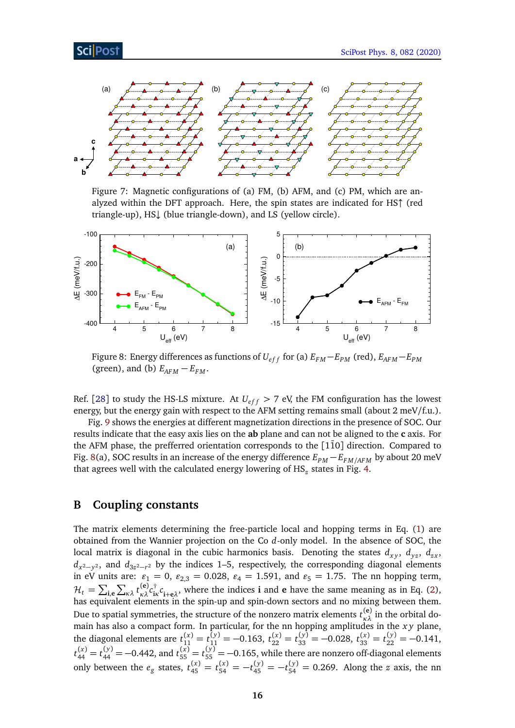Figure 7: Magnetic configurations of (a) FM, (b) AFM, and (c) PM, which are analyzed within the DFT approach. Here, the spin states are indicated for HS↑ (red triangle-up), HS↓ (blue triangle-down), and LS (yellow circle).

Figure 8: Energy differences as functions of $U_{eff}$ for (a) $E_{FM} - E_{PM}$ (red), $E_{AFM} - E_{PM}$ (green), and (b) $E_{AFM} - E_{FM}$.

Ref. [28] to study the HS-LS mixture. At $U_{eff} > 7$ eV, the FM configuration has the lowest energy, but the energy gain with respect to the AFM setting remains small (about 2 meV/f.u.).

Fig. 9 shows the energies at different magnetization directions in the presence of SOC. Our results indicate that the easy axis lies on the **ab** plane and can not be aligned to the **c** axis. For the AFM phase, the prefferred orientation corresponds to the $[1\bar{1}0]$ direction. Compared to Fig. 8(a), SOC results in an increase of the energy difference $E_{PM} - E_{FM/AFM}$ by about 20 meV that agrees well with the calculated energy lowering of $HS_z$ states in Fig. 4.

## B Coupling constants

The matrix elements determining the free-particle local and hopping terms in Eq. (1) are obtained from the Wannier projection on the Co $d$-only model. In the absence of SOC, the local matrix is diagonal in the cubic harmonics basis. Denoting the states $d_{xy}$, $d_{yz}$, $d_{zx}$, $d_{x^2-y^2}$, and $d_{3z^2-r^2}$ by the indices 1–5, respectively, the corresponding diagonal elements in eV units are: $\varepsilon_1 = 0$, $\varepsilon_{2,3} = 0.028$, $\varepsilon_4 = 1.591$, and $\varepsilon_5 = 1.75$. The nn hopping term, $\mathcal{H}_t = \sum_{\mathbf{i},\mathbf{e}} \sum_{\kappa\lambda} t^{(\mathbf{e})}_{\kappa\lambda} c^\dagger_{\mathbf{i}\kappa} c_{\mathbf{i}+\mathbf{e}\lambda}$, where the indices $\mathbf{i}$ and $\mathbf{e}$ have the same meaning as in Eq. (2), has equivalent elements in the spin-up and spin-down sectors and no mixing between them. Due to spatial symmetries, the structure of the nonzero matrix elements $t^{(\mathbf{e})}_{\kappa\lambda}$ in the orbital domain has also a compact form. In particular, for the nn hopping amplitudes in the $xy$ plane, the diagonal elements are $t^{(x)}_{11} = t^{(y)}_{11} = -0.163$, $t^{(x)}_{22} = t^{(y)}_{33} = -0.028$, $t^{(x)}_{33} = t^{(y)}_{22} = -0.141$, $t^{(x)}_{44} = t^{(y)}_{44} = -0.442$, and $t^{(x)}_{55} = t^{(y)}_{55} = -0.165$, while there are nonzero off-diagonal elements only between the $e_g$ states, $t^{(x)}_{45} = t^{(x)}_{54} = -t^{(y)}_{45} = -t^{(y)}_{54} = 0.269$. Along the $z$ axis, the nn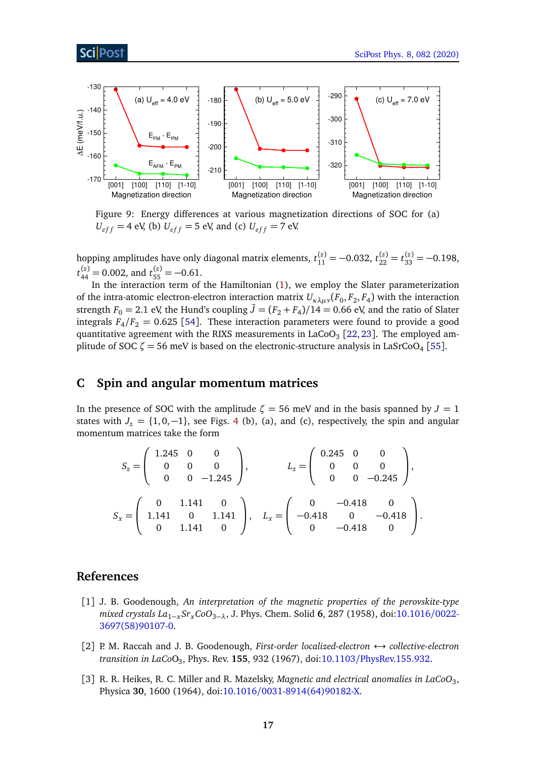Figure 9: Energy differences at various magnetization directions of SOC for (a) $U_{eff} = 4$ eV, (b) $U_{eff} = 5$ eV, and (c) $U_{eff} = 7$ eV.

hopping amplitudes have only diagonal matrix elements, $t_{11}^{(z)} = -0.032$, $t_{22}^{(z)} = t_{33}^{(z)} = -0.198$, $t_{44}^{(z)} = 0.002$, and $t_{55}^{(z)} = -0.61$.

In the interaction term of the Hamiltonian (1), we employ the Slater parameterization of the intra-atomic electron-electron interaction matrix $U_{\kappa\lambda\mu\nu}(F_0, F_2, F_4)$ with the interaction strength $F_0 = 2.1$ eV, the Hund's coupling $\tilde{J} = (F_2 + F_4)/14 = 0.66$ eV, and the ratio of Slater integrals $F_4/F_2 = 0.625$ [54]. These interaction parameters were found to provide a good quantitative agreement with the RIXS measurements in $LaCoO_3$ [22, 23]. The employed amplitude of SOC $\zeta = 56$ meV is based on the electronic-structure analysis in $LaSrCoO_4$ [55].

## C Spin and angular momentum matrices

In the presence of SOC with the amplitude $\zeta = 56$ meV and in the basis spanned by $J = 1$ states with $J_z = \{1, 0, -1\}$, see Figs. 4 (b), (a), and (c), respectively, the spin and angular momentum matrices take the form

$$
S_z = \begin{pmatrix} 1.245 & 0 & 0 \\ 0 & 0 & 0 \\ 0 & 0 & -1.245 \end{pmatrix}, \qquad L_z = \begin{pmatrix} 0.245 & 0 & 0 \\ 0 & 0 & 0 \\ 0 & 0 & -0.245 \end{pmatrix},
$$

$$
S_x = \begin{pmatrix} 0 & 1.141 & 0 \\ 1.141 & 0 & 1.141 \\ 0 & 1.141 & 0 \end{pmatrix}, \quad L_x = \begin{pmatrix} 0 & -0.418 & 0 \\ -0.418 & 0 & -0.418 \\ 0 & -0.418 & 0 \end{pmatrix}.
$$

## References

[1] J. B. Goodenough, *An interpretation of the magnetic properties of the perovskite-type mixed crystals $La_{1-x}Sr_xCoO_{3-\lambda}$*, J. Phys. Chem. Solid **6**, 287 (1958), doi:10.1016/0022-3697(58)90107-0.

[2] P. M. Raccah and J. B. Goodenough, *First-order localized-electron ⟷ collective-electron transition in $LaCoO_3$*, Phys. Rev. **155**, 932 (1967), doi:10.1103/PhysRev.155.932.

[3] R. R. Heikes, R. C. Miller and R. Mazelsky, *Magnetic and electrical anomalies in $LaCoO_3$*, Physica **30**, 1600 (1964), doi:10.1016/0031-8914(64)90182-X.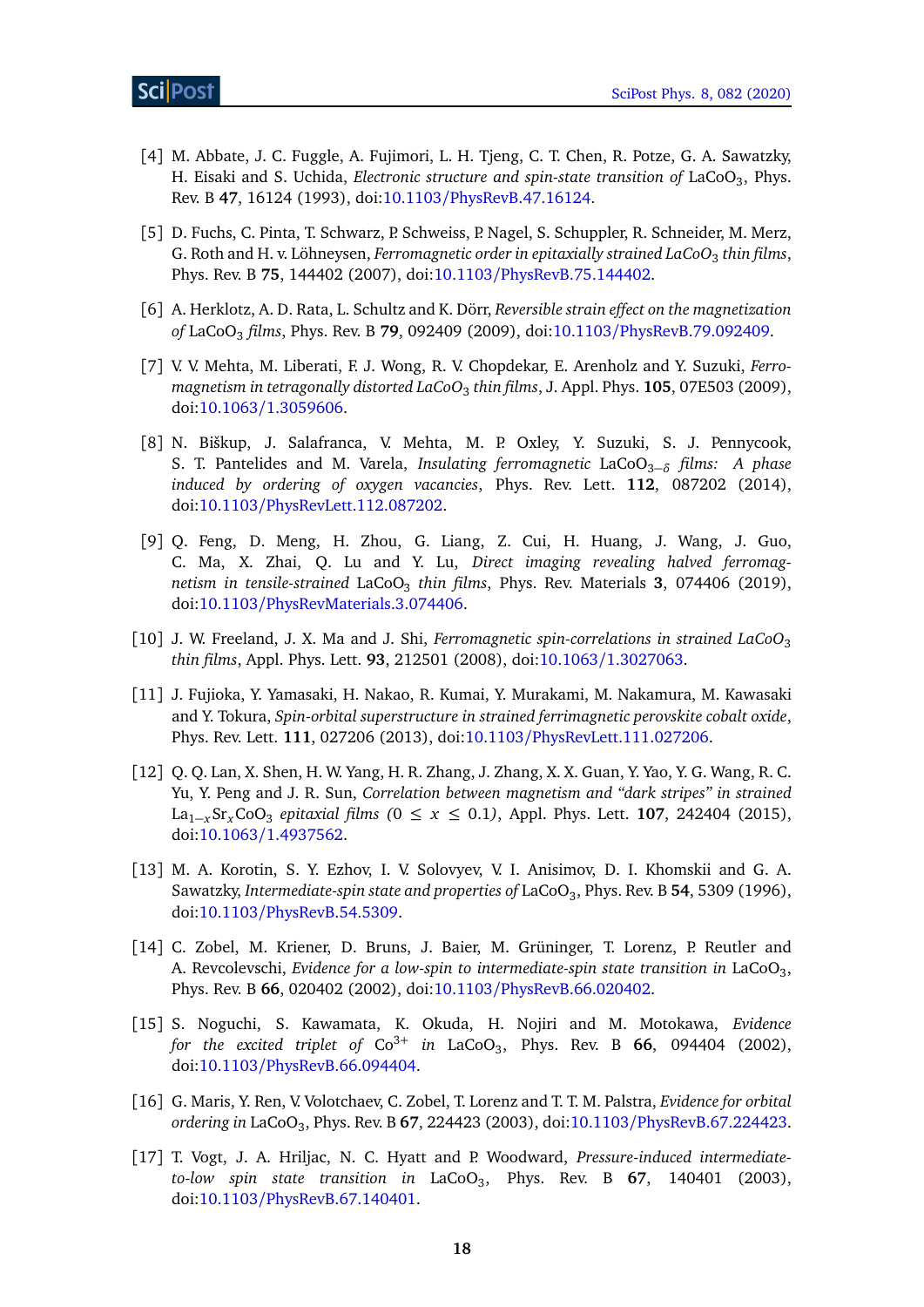[4] M. Abbate, J. C. Fuggle, A. Fujimori, L. H. Tjeng, C. T. Chen, R. Potze, G. A. Sawatzky, H. Eisaki and S. Uchida, *Electronic structure and spin-state transition of* $LaCoO_3$, Phys. Rev. B **47**, 16124 (1993), doi:10.1103/PhysRevB.47.16124.

[5] D. Fuchs, C. Pinta, T. Schwarz, P. Schweiss, P. Nagel, S. Schuppler, R. Schneider, M. Merz, G. Roth and H. v. Löhneysen, *Ferromagnetic order in epitaxially strained* $LaCoO_3$ *thin films*, Phys. Rev. B **75**, 144402 (2007), doi:10.1103/PhysRevB.75.144402.

[6] A. Herklotz, A. D. Rata, L. Schultz and K. Dörr, *Reversible strain effect on the magnetization of* $LaCoO_3$ *films*, Phys. Rev. B **79**, 092409 (2009), doi:10.1103/PhysRevB.79.092409.

[7] V. V. Mehta, M. Liberati, F. J. Wong, R. V. Chopdekar, E. Arenholz and Y. Suzuki, *Ferromagnetism in tetragonally distorted* $LaCoO_3$ *thin films*, J. Appl. Phys. **105**, 07E503 (2009), doi:10.1063/1.3059606.

[8] N. Biškup, J. Salafranca, V. Mehta, M. P. Oxley, Y. Suzuki, S. J. Pennycook, S. T. Pantelides and M. Varela, *Insulating ferromagnetic* $LaCoO_{3-\delta}$ *films: A phase induced by ordering of oxygen vacancies*, Phys. Rev. Lett. **112**, 087202 (2014), doi:10.1103/PhysRevLett.112.087202.

[9] Q. Feng, D. Meng, H. Zhou, G. Liang, Z. Cui, H. Huang, J. Wang, J. Guo, C. Ma, X. Zhai, Q. Lu and Y. Lu, *Direct imaging revealing halved ferromagnetism in tensile-strained* $LaCoO_3$ *thin films*, Phys. Rev. Materials **3**, 074406 (2019), doi:10.1103/PhysRevMaterials.3.074406.

[10] J. W. Freeland, J. X. Ma and J. Shi, *Ferromagnetic spin-correlations in strained* $LaCoO_3$ *thin films*, Appl. Phys. Lett. **93**, 212501 (2008), doi:10.1063/1.3027063.

[11] J. Fujioka, Y. Yamasaki, H. Nakao, R. Kumai, Y. Murakami, M. Nakamura, M. Kawasaki and Y. Tokura, *Spin-orbital superstructure in strained ferrimagnetic perovskite cobalt oxide*, Phys. Rev. Lett. **111**, 027206 (2013), doi:10.1103/PhysRevLett.111.027206.

[12] Q. Q. Lan, X. Shen, H. W. Yang, H. R. Zhang, J. Zhang, X. X. Guan, Y. Yao, Y. G. Wang, R. C. Yu, Y. Peng and J. R. Sun, *Correlation between magnetism and "dark stripes" in strained* $La_{1-x}Sr_xCoO_3$ *epitaxial films* ($0 \leq x \leq 0.1$), Appl. Phys. Lett. **107**, 242404 (2015), doi:10.1063/1.4937562.

[13] M. A. Korotin, S. Y. Ezhov, I. V. Solovyev, V. I. Anisimov, D. I. Khomskii and G. A. Sawatzky, *Intermediate-spin state and properties of* $LaCoO_3$, Phys. Rev. B **54**, 5309 (1996), doi:10.1103/PhysRevB.54.5309.

[14] C. Zobel, M. Kriener, D. Bruns, J. Baier, M. Grüninger, T. Lorenz, P. Reutler and A. Revcolevschi, *Evidence for a low-spin to intermediate-spin state transition in* $LaCoO_3$, Phys. Rev. B **66**, 020402 (2002), doi:10.1103/PhysRevB.66.020402.

[15] S. Noguchi, S. Kawamata, K. Okuda, H. Nojiri and M. Motokawa, *Evidence for the excited triplet of* $Co^{3+}$ *in* $LaCoO_3$, Phys. Rev. B **66**, 094404 (2002), doi:10.1103/PhysRevB.66.094404.

[16] G. Maris, Y. Ren, V. Volotchaev, C. Zobel, T. Lorenz and T. T. M. Palstra, *Evidence for orbital ordering in* $LaCoO_3$, Phys. Rev. B **67**, 224423 (2003), doi:10.1103/PhysRevB.67.224423.

[17] T. Vogt, J. A. Hriljac, N. C. Hyatt and P. Woodward, *Pressure-induced intermediate-to-low spin state transition in* $LaCoO_3$, Phys. Rev. B **67**, 140401 (2003), doi:10.1103/PhysRevB.67.140401.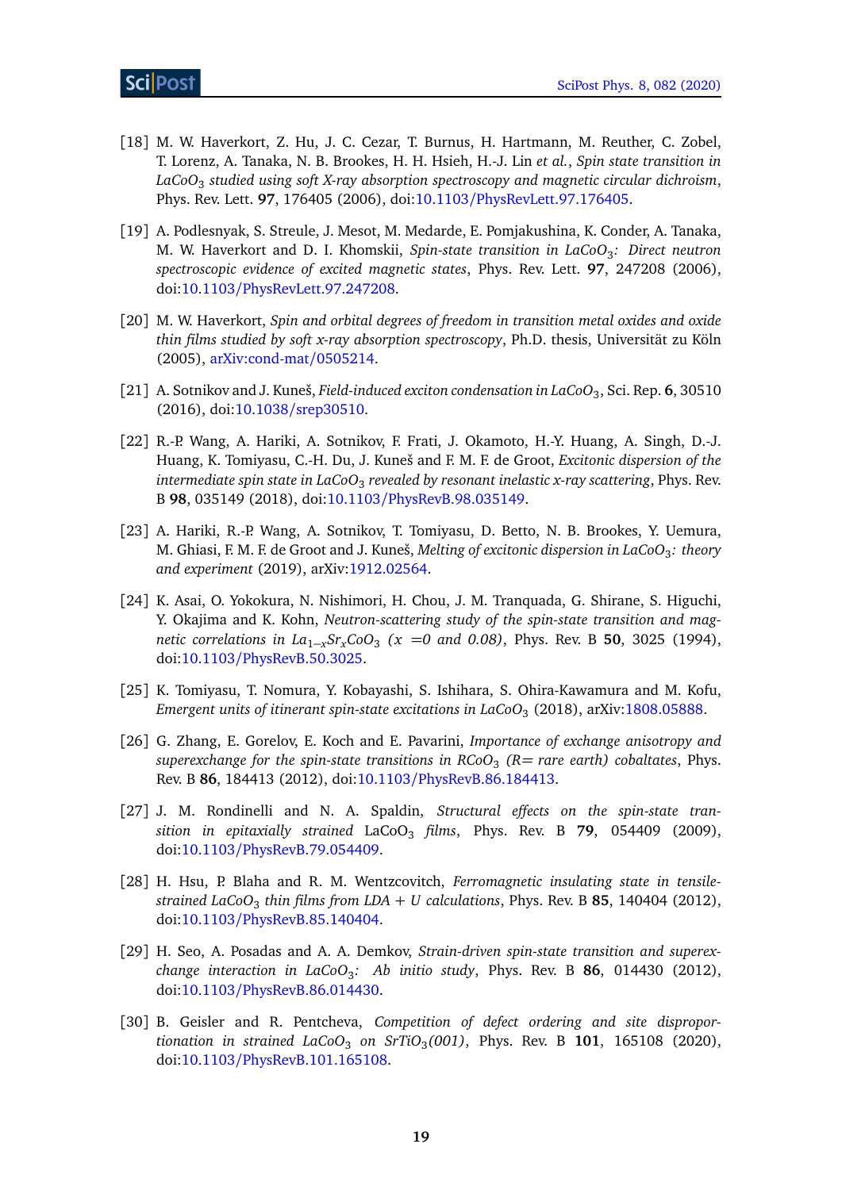[18] M. W. Haverkort, Z. Hu, J. C. Cezar, T. Burnus, H. Hartmann, M. Reuther, C. Zobel, T. Lorenz, A. Tanaka, N. B. Brookes, H. H. Hsieh, H.-J. Lin *et al.*, *Spin state transition in $LaCoO_3$ studied using soft X-ray absorption spectroscopy and magnetic circular dichroism*, Phys. Rev. Lett. **97**, 176405 (2006), doi:10.1103/PhysRevLett.97.176405.

[19] A. Podlesnyak, S. Streule, J. Mesot, M. Medarde, E. Pomjakushina, K. Conder, A. Tanaka, M. W. Haverkort and D. I. Khomskii, *Spin-state transition in $LaCoO_3$: Direct neutron spectroscopic evidence of excited magnetic states*, Phys. Rev. Lett. **97**, 247208 (2006), doi:10.1103/PhysRevLett.97.247208.

[20] M. W. Haverkort, *Spin and orbital degrees of freedom in transition metal oxides and oxide thin films studied by soft x-ray absorption spectroscopy*, Ph.D. thesis, Universität zu Köln (2005), arXiv:cond-mat/0505214.

[21] A. Sotnikov and J. Kuneš, *Field-induced exciton condensation in $LaCoO_3$*, Sci. Rep. **6**, 30510 (2016), doi:10.1038/srep30510.

[22] R.-P. Wang, A. Hariki, A. Sotnikov, F. Frati, J. Okamoto, H.-Y. Huang, A. Singh, D.-J. Huang, K. Tomiyasu, C.-H. Du, J. Kuneš and F. M. F. de Groot, *Excitonic dispersion of the intermediate spin state in $LaCoO_3$ revealed by resonant inelastic x-ray scattering*, Phys. Rev. B **98**, 035149 (2018), doi:10.1103/PhysRevB.98.035149.

[23] A. Hariki, R.-P. Wang, A. Sotnikov, K. Tomiyasu, D. Betto, N. B. Brookes, Y. Uemura, M. Ghiasi, F. M. F. de Groot and J. Kuneš, *Melting of excitonic dispersion in $LaCoO_3$: theory and experiment* (2019), arXiv:1912.02564.

[24] K. Asai, O. Yokokura, N. Nishimori, H. Chou, J. M. Tranquada, G. Shirane, S. Higuchi, Y. Okajima and K. Kohn, *Neutron-scattering study of the spin-state transition and magnetic correlations in $La_{1-x}Sr_xCoO_3$ ($x$ =0 and 0.08)*, Phys. Rev. B **50**, 3025 (1994), doi:10.1103/PhysRevB.50.3025.

[25] K. Tomiyasu, T. Nomura, Y. Kobayashi, S. Ishihara, S. Ohira-Kawamura and M. Kofu, *Emergent units of itinerant spin-state excitations in $LaCoO_3$* (2018), arXiv:1808.05888.

[26] G. Zhang, E. Gorelov, E. Koch and E. Pavarini, *Importance of exchange anisotropy and superexchange for the spin-state transitions in $RCoO_3$ (R= rare earth) cobaltates*, Phys. Rev. B **86**, 184413 (2012), doi:10.1103/PhysRevB.86.184413.

[27] J. M. Rondinelli and N. A. Spaldin, *Structural effects on the spin-state transition in epitaxially strained* $LaCoO_3$ *films*, Phys. Rev. B **79**, 054409 (2009), doi:10.1103/PhysRevB.79.054409.

[28] H. Hsu, P. Blaha and R. M. Wentzcovitch, *Ferromagnetic insulating state in tensile-strained $LaCoO_3$ thin films from LDA + U calculations*, Phys. Rev. B **85**, 140404 (2012), doi:10.1103/PhysRevB.85.140404.

[29] H. Seo, A. Posadas and A. A. Demkov, *Strain-driven spin-state transition and superexchange interaction in $LaCoO_3$: Ab initio study*, Phys. Rev. B **86**, 014430 (2012), doi:10.1103/PhysRevB.86.014430.

[30] B. Geisler and R. Pentcheva, *Competition of defect ordering and site disproportionation in strained $LaCoO_3$ on $SrTiO_3$(001)*, Phys. Rev. B **101**, 165108 (2020), doi:10.1103/PhysRevB.101.165108.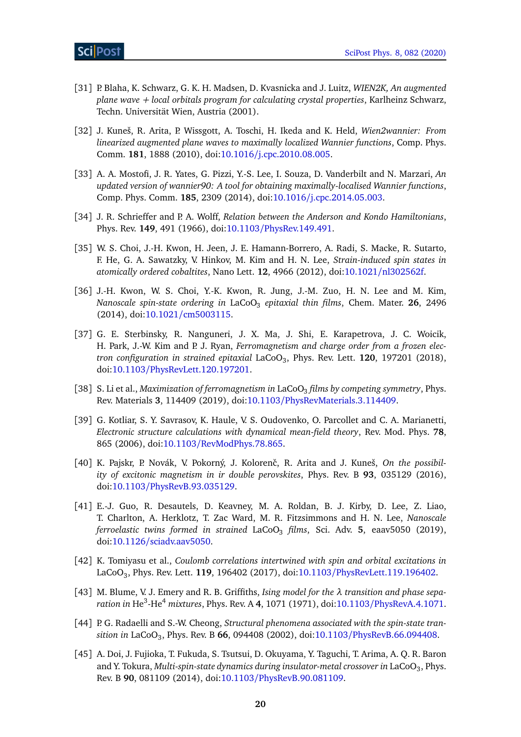[31] P. Blaha, K. Schwarz, G. K. H. Madsen, D. Kvasnicka and J. Luitz, *WIEN2K, An augmented plane wave + local orbitals program for calculating crystal properties*, Karlheinz Schwarz, Techn. Universität Wien, Austria (2001).

[32] J. Kuneš, R. Arita, P. Wissgott, A. Toschi, H. Ikeda and K. Held, *Wien2wannier: From linearized augmented plane waves to maximally localized Wannier functions*, Comp. Phys. Comm. **181**, 1888 (2010), doi:10.1016/j.cpc.2010.08.005.

[33] A. A. Mostofi, J. R. Yates, G. Pizzi, Y.-S. Lee, I. Souza, D. Vanderbilt and N. Marzari, *An updated version of wannier90: A tool for obtaining maximally-localised Wannier functions*, Comp. Phys. Comm. **185**, 2309 (2014), doi:10.1016/j.cpc.2014.05.003.

[34] J. R. Schrieffer and P. A. Wolff, *Relation between the Anderson and Kondo Hamiltonians*, Phys. Rev. **149**, 491 (1966), doi:10.1103/PhysRev.149.491.

[35] W. S. Choi, J.-H. Kwon, H. Jeen, J. E. Hamann-Borrero, A. Radi, S. Macke, R. Sutarto, F. He, G. A. Sawatzky, V. Hinkov, M. Kim and H. N. Lee, *Strain-induced spin states in atomically ordered cobaltites*, Nano Lett. **12**, 4966 (2012), doi:10.1021/nl302562f.

[36] J.-H. Kwon, W. S. Choi, Y.-K. Kwon, R. Jung, J.-M. Zuo, H. N. Lee and M. Kim, *Nanoscale spin-state ordering in* $LaCoO_3$ *epitaxial thin films*, Chem. Mater. **26**, 2496 (2014), doi:10.1021/cm5003115.

[37] G. E. Sterbinsky, R. Nanguneri, J. X. Ma, J. Shi, E. Karapetrova, J. C. Woicik, H. Park, J.-W. Kim and P. J. Ryan, *Ferromagnetism and charge order from a frozen electron configuration in strained epitaxial* $LaCoO_3$, Phys. Rev. Lett. **120**, 197201 (2018), doi:10.1103/PhysRevLett.120.197201.

[38] S. Li et al., *Maximization of ferromagnetism in* $LaCoO_3$ *films by competing symmetry*, Phys. Rev. Materials **3**, 114409 (2019), doi:10.1103/PhysRevMaterials.3.114409.

[39] G. Kotliar, S. Y. Savrasov, K. Haule, V. S. Oudovenko, O. Parcollet and C. A. Marianetti, *Electronic structure calculations with dynamical mean-field theory*, Rev. Mod. Phys. **78**, 865 (2006), doi:10.1103/RevModPhys.78.865.

[40] K. Pajskr, P. Novák, V. Pokorný, J. Kolorenč, R. Arita and J. Kuneš, *On the possibility of excitonic magnetism in ir double perovskites*, Phys. Rev. B **93**, 035129 (2016), doi:10.1103/PhysRevB.93.035129.

[41] E.-J. Guo, R. Desautels, D. Keavney, M. A. Roldan, B. J. Kirby, D. Lee, Z. Liao, T. Charlton, A. Herklotz, T. Zac Ward, M. R. Fitzsimmons and H. N. Lee, *Nanoscale ferroelastic twins formed in strained* $LaCoO_3$ *films*, Sci. Adv. **5**, eaav5050 (2019), doi:10.1126/sciadv.aav5050.

[42] K. Tomiyasu et al., *Coulomb correlations intertwined with spin and orbital excitations in* $LaCoO_3$, Phys. Rev. Lett. **119**, 196402 (2017), doi:10.1103/PhysRevLett.119.196402.

[43] M. Blume, V. J. Emery and R. B. Griffiths, *Ising model for the* $\lambda$ *transition and phase separation in* $He^3$-$He^4$ *mixtures*, Phys. Rev. A **4**, 1071 (1971), doi:10.1103/PhysRevA.4.1071.

[44] P. G. Radaelli and S.-W. Cheong, *Structural phenomena associated with the spin-state transition in* $LaCoO_3$, Phys. Rev. B **66**, 094408 (2002), doi:10.1103/PhysRevB.66.094408.

[45] A. Doi, J. Fujioka, T. Fukuda, S. Tsutsui, D. Okuyama, Y. Taguchi, T. Arima, A. Q. R. Baron and Y. Tokura, *Multi-spin-state dynamics during insulator-metal crossover in* $LaCoO_3$, Phys. Rev. B **90**, 081109 (2014), doi:10.1103/PhysRevB.90.081109.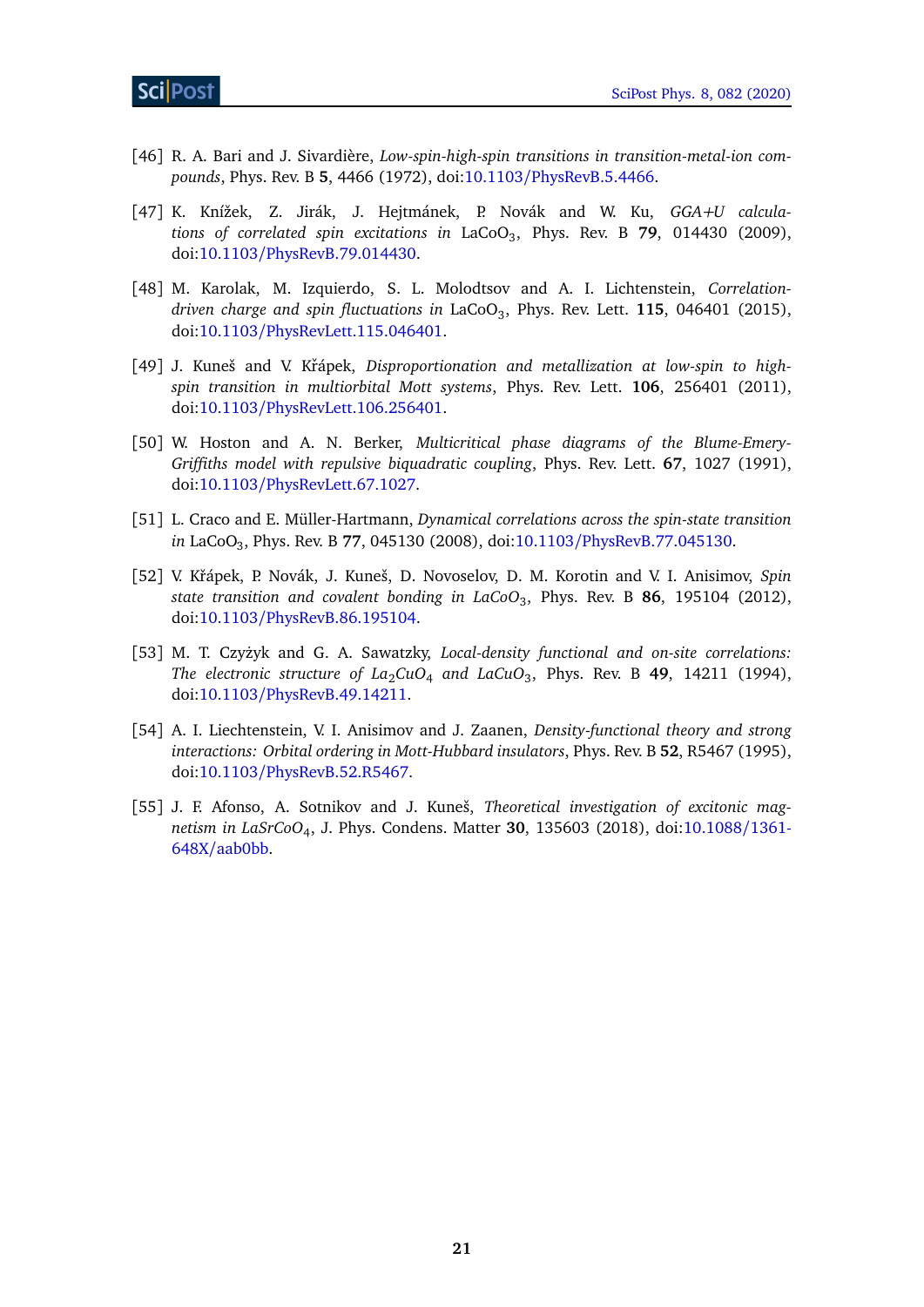[46] R. A. Bari and J. Sivardière, *Low-spin-high-spin transitions in transition-metal-ion compounds*, Phys. Rev. B **5**, 4466 (1972), doi:10.1103/PhysRevB.5.4466.

[47] K. Knížek, Z. Jirák, J. Hejtmánek, P. Novák and W. Ku, *GGA+U calculations of correlated spin excitations in* $LaCoO_3$, Phys. Rev. B **79**, 014430 (2009), doi:10.1103/PhysRevB.79.014430.

[48] M. Karolak, M. Izquierdo, S. L. Molodtsov and A. I. Lichtenstein, *Correlation-driven charge and spin fluctuations in* $LaCoO_3$, Phys. Rev. Lett. **115**, 046401 (2015), doi:10.1103/PhysRevLett.115.046401.

[49] J. Kuneš and V. Křápek, *Disproportionation and metallization at low-spin to high-spin transition in multiorbital Mott systems*, Phys. Rev. Lett. **106**, 256401 (2011), doi:10.1103/PhysRevLett.106.256401.

[50] W. Hoston and A. N. Berker, *Multicritical phase diagrams of the Blume-Emery-Griffiths model with repulsive biquadratic coupling*, Phys. Rev. Lett. **67**, 1027 (1991), doi:10.1103/PhysRevLett.67.1027.

[51] L. Craco and E. Müller-Hartmann, *Dynamical correlations across the spin-state transition in* $LaCoO_3$, Phys. Rev. B **77**, 045130 (2008), doi:10.1103/PhysRevB.77.045130.

[52] V. Křápek, P. Novák, J. Kuneš, D. Novoselov, D. M. Korotin and V. I. Anisimov, *Spin state transition and covalent bonding in* $LaCoO_3$, Phys. Rev. B **86**, 195104 (2012), doi:10.1103/PhysRevB.86.195104.

[53] M. T. Czyżyk and G. A. Sawatzky, *Local-density functional and on-site correlations: The electronic structure of* $La_2CuO_4$ *and* $LaCuO_3$, Phys. Rev. B **49**, 14211 (1994), doi:10.1103/PhysRevB.49.14211.

[54] A. I. Liechtenstein, V. I. Anisimov and J. Zaanen, *Density-functional theory and strong interactions: Orbital ordering in Mott-Hubbard insulators*, Phys. Rev. B **52**, R5467 (1995), doi:10.1103/PhysRevB.52.R5467.

[55] J. F. Afonso, A. Sotnikov and J. Kuneš, *Theoretical investigation of excitonic magnetism in* $LaSrCoO_4$, J. Phys. Condens. Matter **30**, 135603 (2018), doi:10.1088/1361-648X/aab0bb.